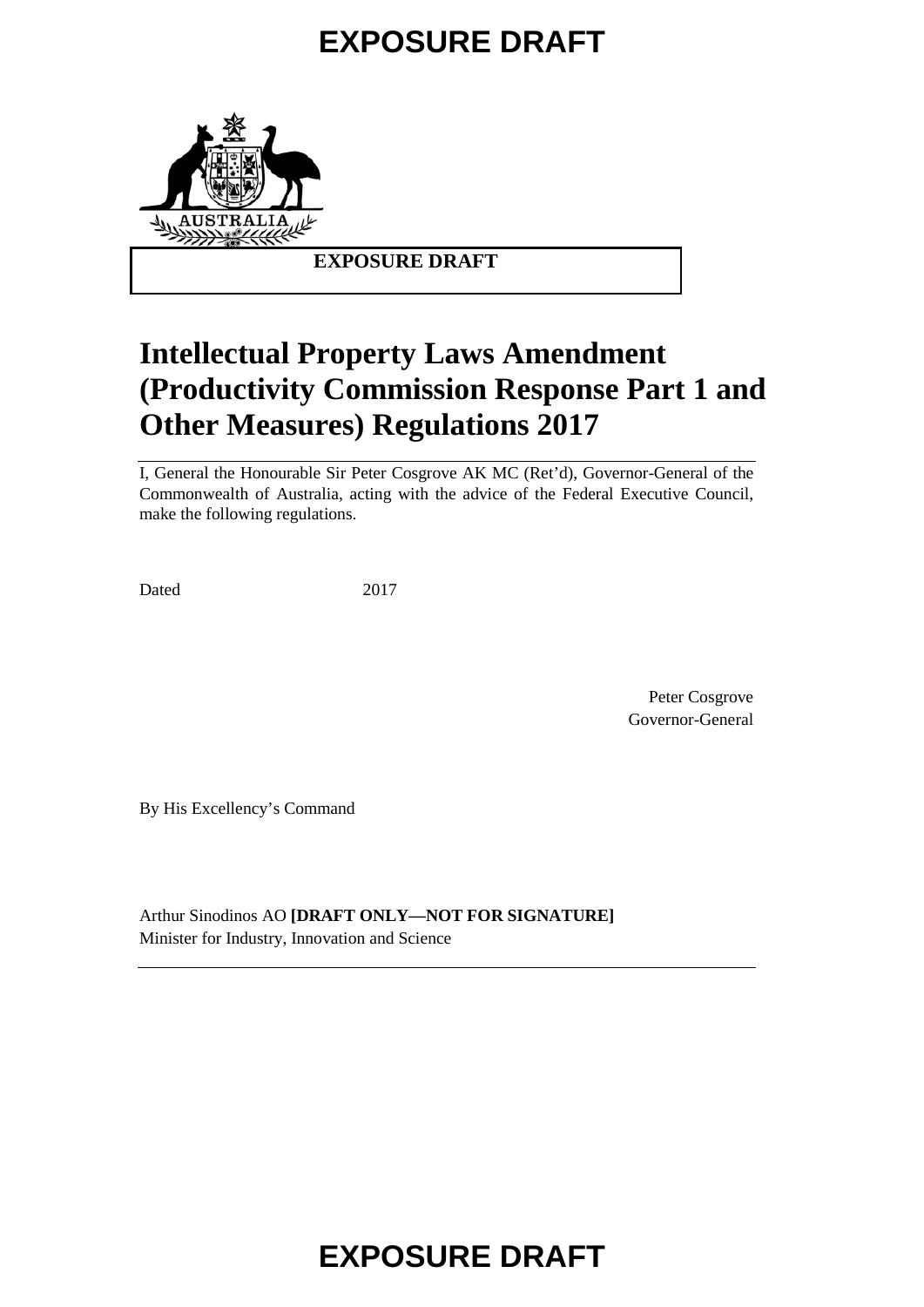EXPOSURE DRAFT

# Intellectual Property Laws Amendment (Productivity Commission Response Part 1 and Other Measures) Regulations 2017

I, General the Honourable Sir Peter Cosgrove AK MC (Ret'd), Governor-General of the Commonwealth of Australia, acting with the advice of the Federal Executive Council, make the following regulations.

Dated 2017

Peter Cosgrove
Governor-General

By His Excellency's Command

Arthur Sinodinos AO **[DRAFT ONLY—NOT FOR SIGNATURE]**
Minister for Industry, Innovation and Science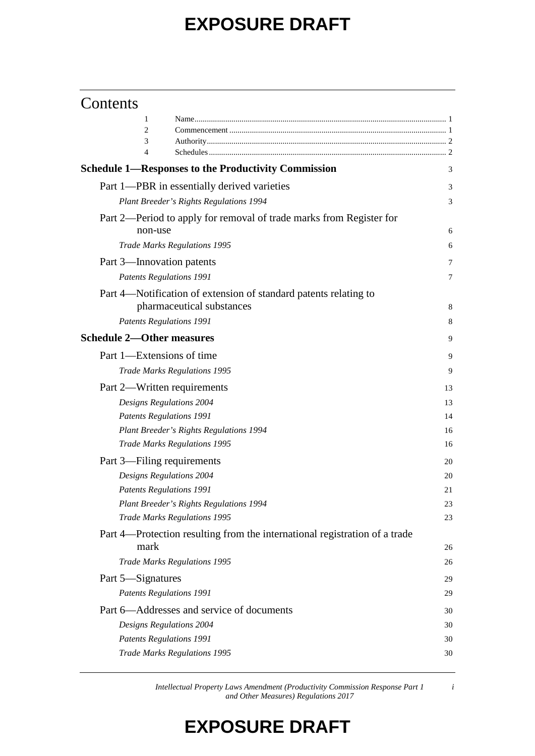EXPOSURE DRAFT

# Contents

| | | |
|---|---|---|
| 1 | Name | 1 |
| 2 | Commencement | 1 |
| 3 | Authority | 2 |
| 4 | Schedules | 2 |

**Schedule 1—Responses to the Productivity Commission** 3

Part 1—PBR in essentially derived varieties 3

*Plant Breeder's Rights Regulations 1994* 3

Part 2—Period to apply for removal of trade marks from Register for non-use 6

*Trade Marks Regulations 1995* 6

Part 3—Innovation patents 7

*Patents Regulations 1991* 7

Part 4—Notification of extension of standard patents relating to pharmaceutical substances 8

*Patents Regulations 1991* 8

**Schedule 2—Other measures** 9

Part 1—Extensions of time 9

*Trade Marks Regulations 1995* 9

Part 2—Written requirements 13

*Designs Regulations 2004* 13

*Patents Regulations 1991* 14

*Plant Breeder's Rights Regulations 1994* 16

*Trade Marks Regulations 1995* 16

Part 3—Filing requirements 20

*Designs Regulations 2004* 20

*Patents Regulations 1991* 21

*Plant Breeder's Rights Regulations 1994* 23

*Trade Marks Regulations 1995* 23

Part 4—Protection resulting from the international registration of a trade mark 26

*Trade Marks Regulations 1995* 26

Part 5—Signatures 29

*Patents Regulations 1991* 29

Part 6—Addresses and service of documents 30

*Designs Regulations 2004* 30

*Patents Regulations 1991* 30

*Trade Marks Regulations 1995* 30

EXPOSURE DRAFT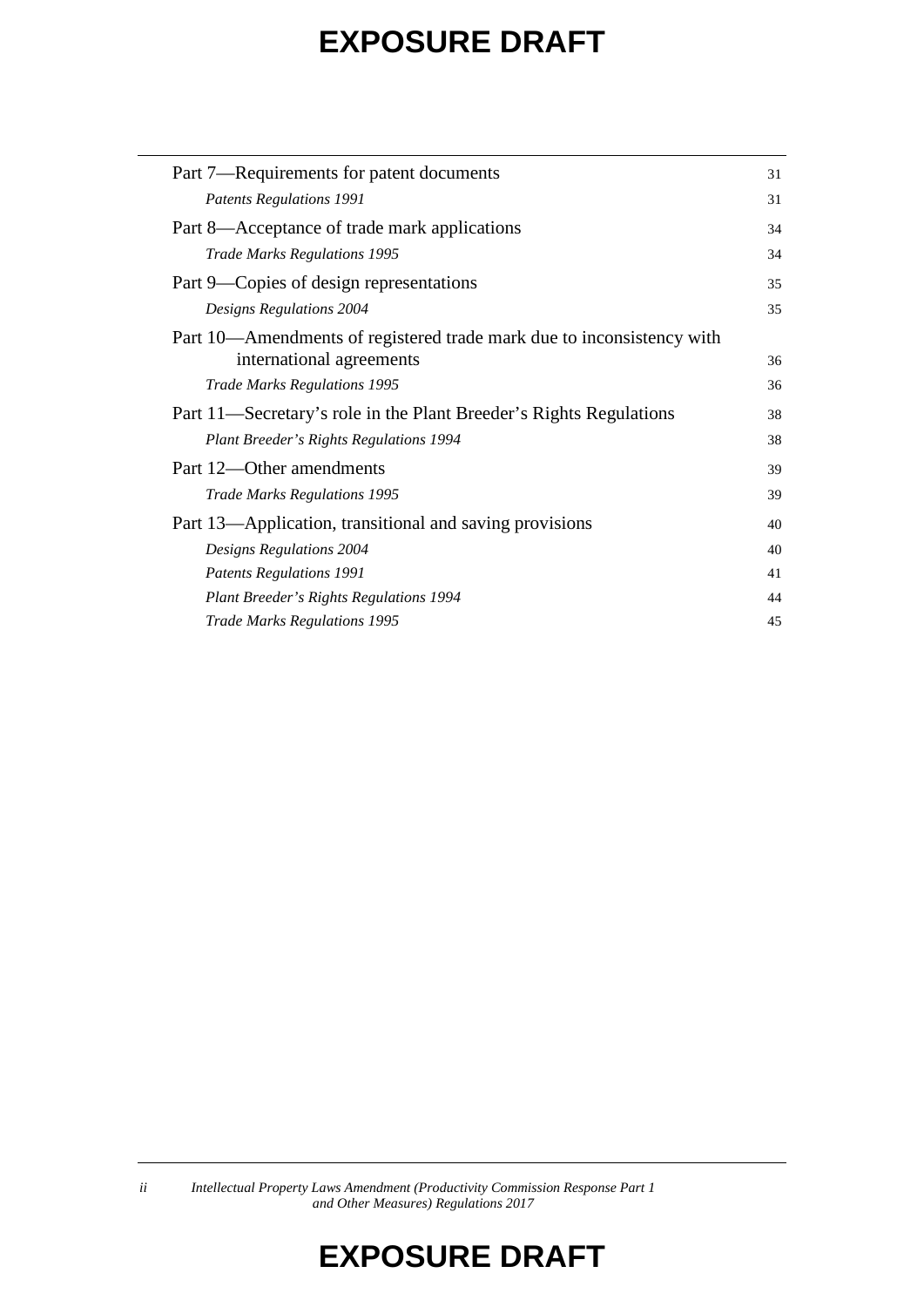| | |
|---|---|
| Part 7—Requirements for patent documents | 31 |
| *Patents Regulations 1991* | 31 |
| Part 8—Acceptance of trade mark applications | 34 |
| *Trade Marks Regulations 1995* | 34 |
| Part 9—Copies of design representations | 35 |
| *Designs Regulations 2004* | 35 |
| Part 10—Amendments of registered trade mark due to inconsistency with international agreements | 36 |
| *Trade Marks Regulations 1995* | 36 |
| Part 11—Secretary's role in the Plant Breeder's Rights Regulations | 38 |
| *Plant Breeder's Rights Regulations 1994* | 38 |
| Part 12—Other amendments | 39 |
| *Trade Marks Regulations 1995* | 39 |
| Part 13—Application, transitional and saving provisions | 40 |
| *Designs Regulations 2004* | 40 |
| *Patents Regulations 1991* | 41 |
| *Plant Breeder's Rights Regulations 1994* | 44 |
| *Trade Marks Regulations 1995* | 45 |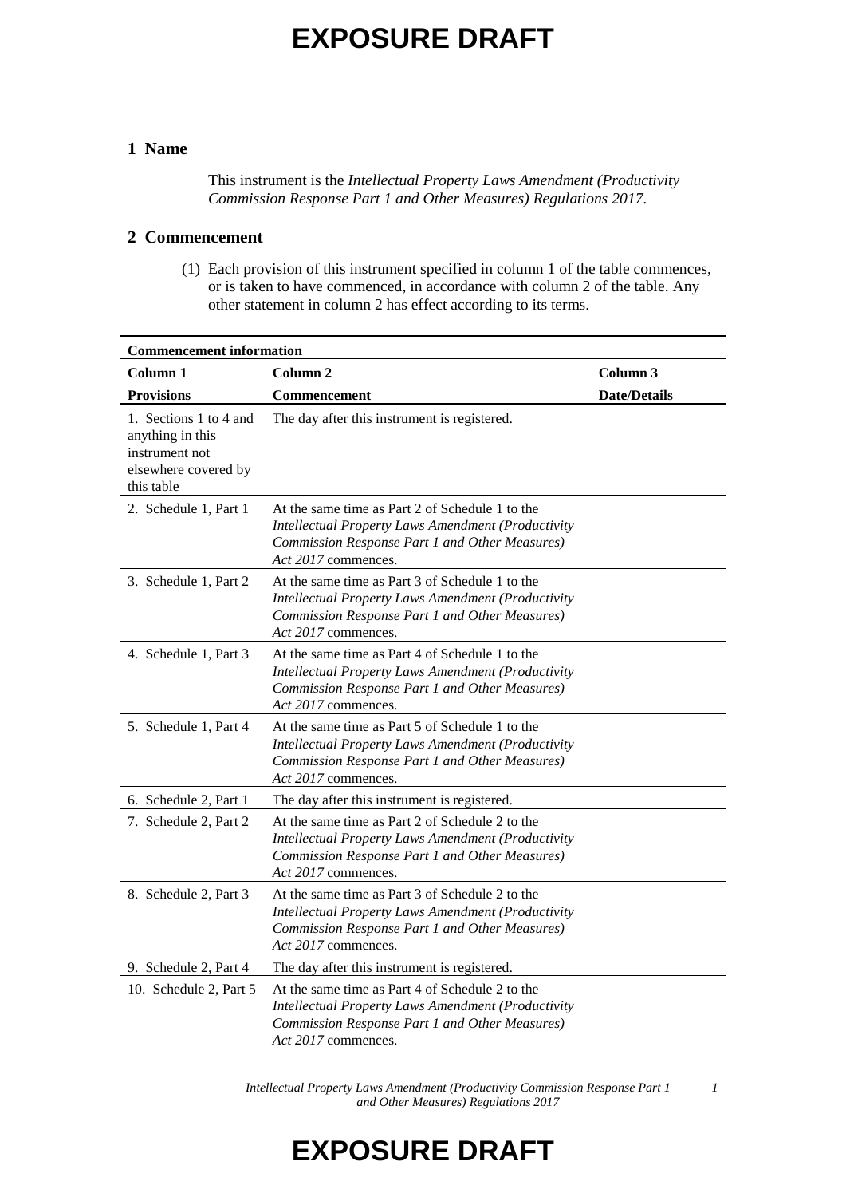## 1 Name

This instrument is the *Intellectual Property Laws Amendment (Productivity Commission Response Part 1 and Other Measures) Regulations 2017*.

## 2 Commencement

(1) Each provision of this instrument specified in column 1 of the table commences, or is taken to have commenced, in accordance with column 2 of the table. Any other statement in column 2 has effect according to its terms.

| **Commencement information** | | |
|---|---|---|
| **Column 1** | **Column 2** | **Column 3** |
| **Provisions** | **Commencement** | **Date/Details** |
| 1. Sections 1 to 4 and anything in this instrument not elsewhere covered by this table | The day after this instrument is registered. | |
| 2. Schedule 1, Part 1 | At the same time as Part 2 of Schedule 1 to the *Intellectual Property Laws Amendment (Productivity Commission Response Part 1 and Other Measures) Act 2017* commences. | |
| 3. Schedule 1, Part 2 | At the same time as Part 3 of Schedule 1 to the *Intellectual Property Laws Amendment (Productivity Commission Response Part 1 and Other Measures) Act 2017* commences. | |
| 4. Schedule 1, Part 3 | At the same time as Part 4 of Schedule 1 to the *Intellectual Property Laws Amendment (Productivity Commission Response Part 1 and Other Measures) Act 2017* commences. | |
| 5. Schedule 1, Part 4 | At the same time as Part 5 of Schedule 1 to the *Intellectual Property Laws Amendment (Productivity Commission Response Part 1 and Other Measures) Act 2017* commences. | |
| 6. Schedule 2, Part 1 | The day after this instrument is registered. | |
| 7. Schedule 2, Part 2 | At the same time as Part 2 of Schedule 2 to the *Intellectual Property Laws Amendment (Productivity Commission Response Part 1 and Other Measures) Act 2017* commences. | |
| 8. Schedule 2, Part 3 | At the same time as Part 3 of Schedule 2 to the *Intellectual Property Laws Amendment (Productivity Commission Response Part 1 and Other Measures) Act 2017* commences. | |
| 9. Schedule 2, Part 4 | The day after this instrument is registered. | |
| 10. Schedule 2, Part 5 | At the same time as Part 4 of Schedule 2 to the *Intellectual Property Laws Amendment (Productivity Commission Response Part 1 and Other Measures) Act 2017* commences. | |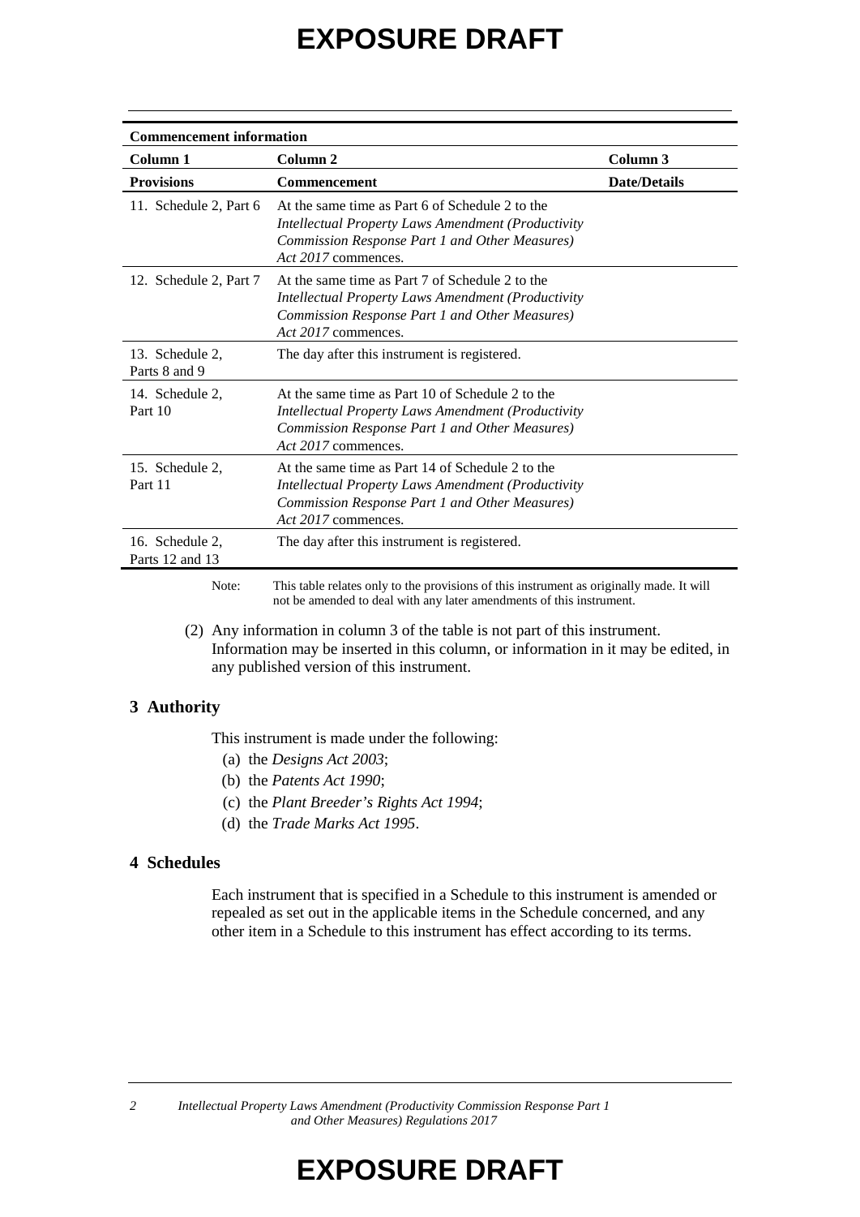# EXPOSURE DRAFT

| Commencement information | | |
|---|---|---|
| **Column 1** | **Column 2** | **Column 3** |
| **Provisions** | **Commencement** | **Date/Details** |
| 11. Schedule 2, Part 6 | At the same time as Part 6 of Schedule 2 to the *Intellectual Property Laws Amendment (Productivity Commission Response Part 1 and Other Measures) Act 2017* commences. | |
| 12. Schedule 2, Part 7 | At the same time as Part 7 of Schedule 2 to the *Intellectual Property Laws Amendment (Productivity Commission Response Part 1 and Other Measures) Act 2017* commences. | |
| 13. Schedule 2, Parts 8 and 9 | The day after this instrument is registered. | |
| 14. Schedule 2, Part 10 | At the same time as Part 10 of Schedule 2 to the *Intellectual Property Laws Amendment (Productivity Commission Response Part 1 and Other Measures) Act 2017* commences. | |
| 15. Schedule 2, Part 11 | At the same time as Part 14 of Schedule 2 to the *Intellectual Property Laws Amendment (Productivity Commission Response Part 1 and Other Measures) Act 2017* commences. | |
| 16. Schedule 2, Parts 12 and 13 | The day after this instrument is registered. | |

Note: This table relates only to the provisions of this instrument as originally made. It will not be amended to deal with any later amendments of this instrument.

(2) Any information in column 3 of the table is not part of this instrument. Information may be inserted in this column, or information in it may be edited, in any published version of this instrument.

## 3 Authority

This instrument is made under the following:

(a) the *Designs Act 2003*;

(b) the *Patents Act 1990*;

(c) the *Plant Breeder's Rights Act 1994*;

(d) the *Trade Marks Act 1995*.

## 4 Schedules

Each instrument that is specified in a Schedule to this instrument is amended or repealed as set out in the applicable items in the Schedule concerned, and any other item in a Schedule to this instrument has effect according to its terms.

# EXPOSURE DRAFT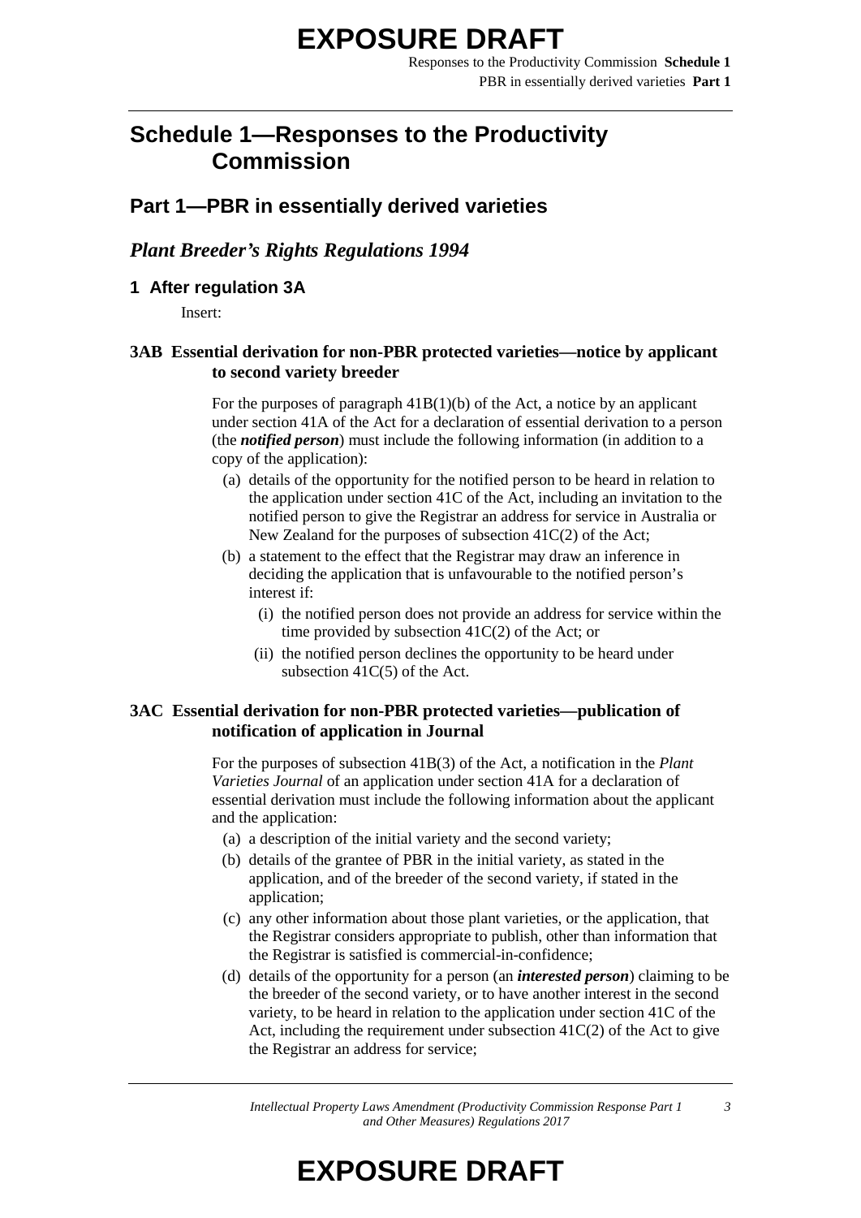# Schedule 1—Responses to the Productivity Commission

## Part 1—PBR in essentially derived varieties

### *Plant Breeder's Rights Regulations 1994*

#### 1 After regulation 3A

Insert:

**3AB Essential derivation for non-PBR protected varieties—notice by applicant to second variety breeder**

For the purposes of paragraph 41B(1)(b) of the Act, a notice by an applicant under section 41A of the Act for a declaration of essential derivation to a person (the ***notified person***) must include the following information (in addition to a copy of the application):

- (a) details of the opportunity for the notified person to be heard in relation to the application under section 41C of the Act, including an invitation to the notified person to give the Registrar an address for service in Australia or New Zealand for the purposes of subsection 41C(2) of the Act;
- (b) a statement to the effect that the Registrar may draw an inference in deciding the application that is unfavourable to the notified person's interest if:
  - (i) the notified person does not provide an address for service within the time provided by subsection 41C(2) of the Act; or
  - (ii) the notified person declines the opportunity to be heard under subsection 41C(5) of the Act.

**3AC Essential derivation for non-PBR protected varieties—publication of notification of application in Journal**

For the purposes of subsection 41B(3) of the Act, a notification in the *Plant Varieties Journal* of an application under section 41A for a declaration of essential derivation must include the following information about the applicant and the application:

- (a) a description of the initial variety and the second variety;
- (b) details of the grantee of PBR in the initial variety, as stated in the application, and of the breeder of the second variety, if stated in the application;
- (c) any other information about those plant varieties, or the application, that the Registrar considers appropriate to publish, other than information that the Registrar is satisfied is commercial-in-confidence;
- (d) details of the opportunity for a person (an ***interested person***) claiming to be the breeder of the second variety, or to have another interest in the second variety, to be heard in relation to the application under section 41C of the Act, including the requirement under subsection 41C(2) of the Act to give the Registrar an address for service;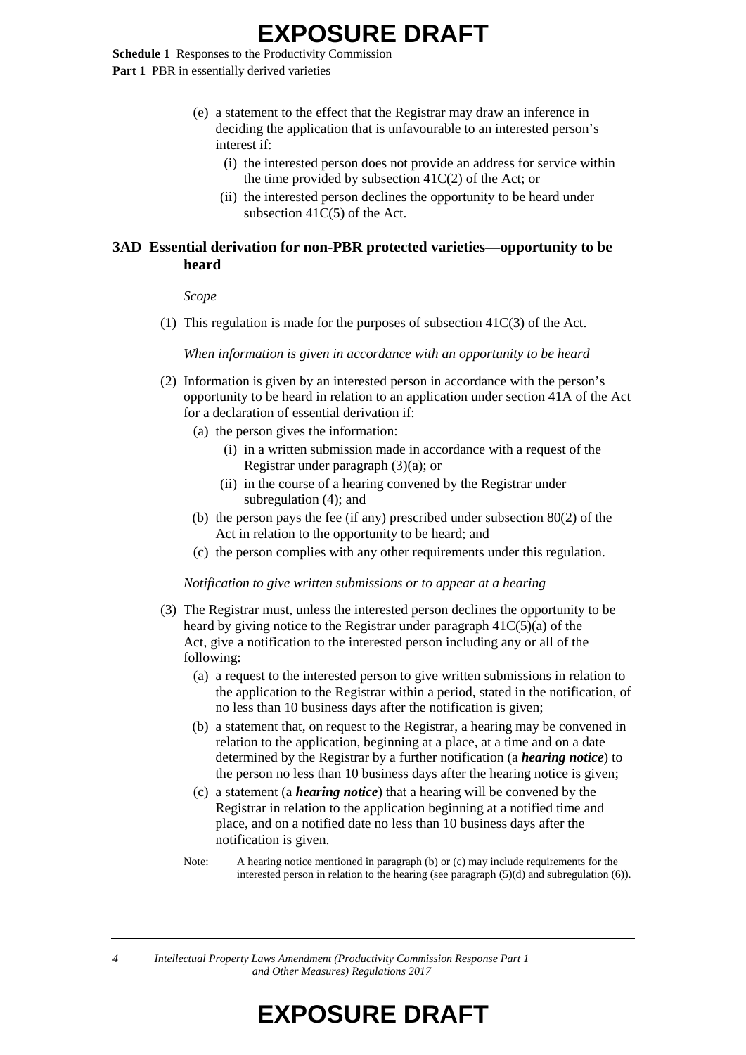(e) a statement to the effect that the Registrar may draw an inference in deciding the application that is unfavourable to an interested person's interest if:

   (i) the interested person does not provide an address for service within the time provided by subsection 41C(2) of the Act; or

   (ii) the interested person declines the opportunity to be heard under subsection 41C(5) of the Act.

## 3AD Essential derivation for non-PBR protected varieties—opportunity to be heard

*Scope*

(1) This regulation is made for the purposes of subsection 41C(3) of the Act.

*When information is given in accordance with an opportunity to be heard*

(2) Information is given by an interested person in accordance with the person's opportunity to be heard in relation to an application under section 41A of the Act for a declaration of essential derivation if:

   (a) the person gives the information:

      (i) in a written submission made in accordance with a request of the Registrar under paragraph (3)(a); or

      (ii) in the course of a hearing convened by the Registrar under subregulation (4); and

   (b) the person pays the fee (if any) prescribed under subsection 80(2) of the Act in relation to the opportunity to be heard; and

   (c) the person complies with any other requirements under this regulation.

*Notification to give written submissions or to appear at a hearing*

(3) The Registrar must, unless the interested person declines the opportunity to be heard by giving notice to the Registrar under paragraph 41C(5)(a) of the Act, give a notification to the interested person including any or all of the following:

   (a) a request to the interested person to give written submissions in relation to the application to the Registrar within a period, stated in the notification, of no less than 10 business days after the notification is given;

   (b) a statement that, on request to the Registrar, a hearing may be convened in relation to the application, beginning at a place, at a time and on a date determined by the Registrar by a further notification (a ***hearing notice***) to the person no less than 10 business days after the hearing notice is given;

   (c) a statement (a ***hearing notice***) that a hearing will be convened by the Registrar in relation to the application beginning at a notified time and place, and on a notified date no less than 10 business days after the notification is given.

Note: A hearing notice mentioned in paragraph (b) or (c) may include requirements for the interested person in relation to the hearing (see paragraph (5)(d) and subregulation (6)).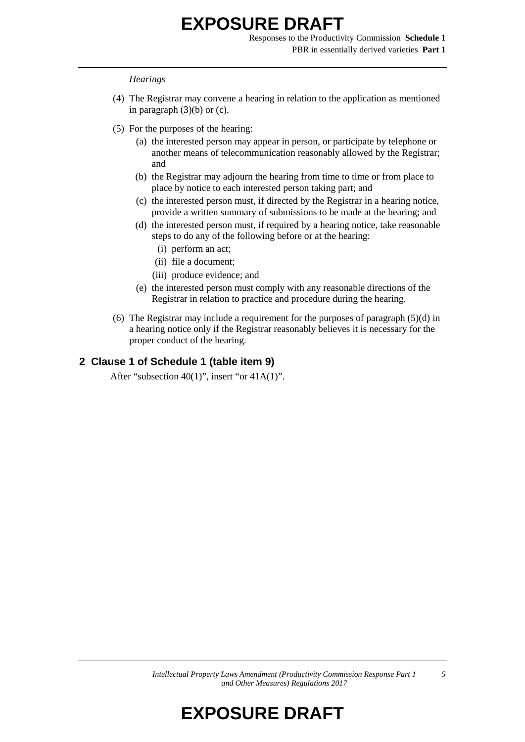*Hearings*

(4) The Registrar may convene a hearing in relation to the application as mentioned in paragraph (3)(b) or (c).

(5) For the purposes of the hearing:

- (a) the interested person may appear in person, or participate by telephone or another means of telecommunication reasonably allowed by the Registrar; and
- (b) the Registrar may adjourn the hearing from time to time or from place to place by notice to each interested person taking part; and
- (c) the interested person must, if directed by the Registrar in a hearing notice, provide a written summary of submissions to be made at the hearing; and
- (d) the interested person must, if required by a hearing notice, take reasonable steps to do any of the following before or at the hearing:
  - (i) perform an act;
  - (ii) file a document;
  - (iii) produce evidence; and
- (e) the interested person must comply with any reasonable directions of the Registrar in relation to practice and procedure during the hearing.

(6) The Registrar may include a requirement for the purposes of paragraph (5)(d) in a hearing notice only if the Registrar reasonably believes it is necessary for the proper conduct of the hearing.

## 2 Clause 1 of Schedule 1 (table item 9)

After “subsection 40(1)”, insert “or 41A(1)”.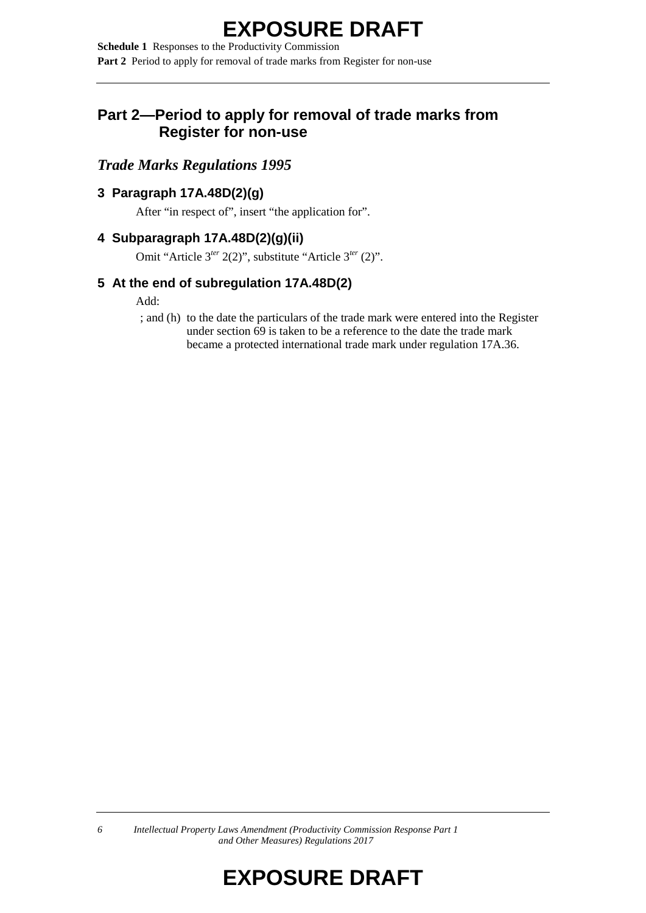## Part 2—Period to apply for removal of trade marks from Register for non-use

### *Trade Marks Regulations 1995*

#### 3 Paragraph 17A.48D(2)(g)

After "in respect of", insert "the application for".

#### 4 Subparagraph 17A.48D(2)(g)(ii)

Omit "Article 3*ter* 2(2)", substitute "Article 3*ter* (2)".

#### 5 At the end of subregulation 17A.48D(2)

Add:

; and (h) to the date the particulars of the trade mark were entered into the Register under section 69 is taken to be a reference to the date the trade mark became a protected international trade mark under regulation 17A.36.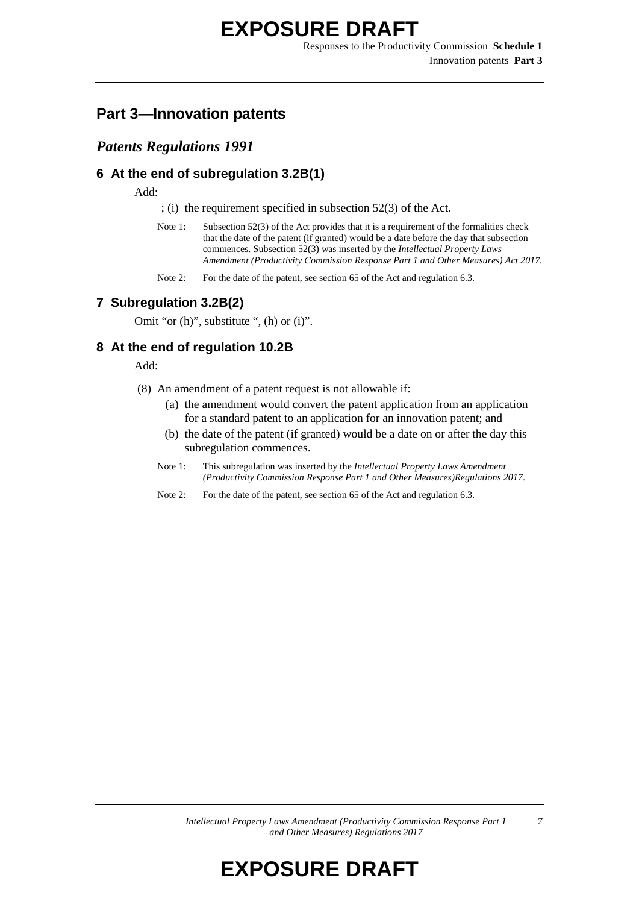## Part 3—Innovation patents

### *Patents Regulations 1991*

#### 6 At the end of subregulation 3.2B(1)

Add:

; (i) the requirement specified in subsection 52(3) of the Act.

Note 1: Subsection 52(3) of the Act provides that it is a requirement of the formalities check that the date of the patent (if granted) would be a date before the day that subsection commences. Subsection 52(3) was inserted by the *Intellectual Property Laws Amendment (Productivity Commission Response Part 1 and Other Measures) Act 2017*.

Note 2: For the date of the patent, see section 65 of the Act and regulation 6.3.

#### 7 Subregulation 3.2B(2)

Omit "or (h)", substitute ", (h) or (i)".

#### 8 At the end of regulation 10.2B

Add:

(8) An amendment of a patent request is not allowable if:

(a) the amendment would convert the patent application from an application for a standard patent to an application for an innovation patent; and

(b) the date of the patent (if granted) would be a date on or after the day this subregulation commences.

Note 1: This subregulation was inserted by the *Intellectual Property Laws Amendment (Productivity Commission Response Part 1 and Other Measures)Regulations 2017*.

Note 2: For the date of the patent, see section 65 of the Act and regulation 6.3.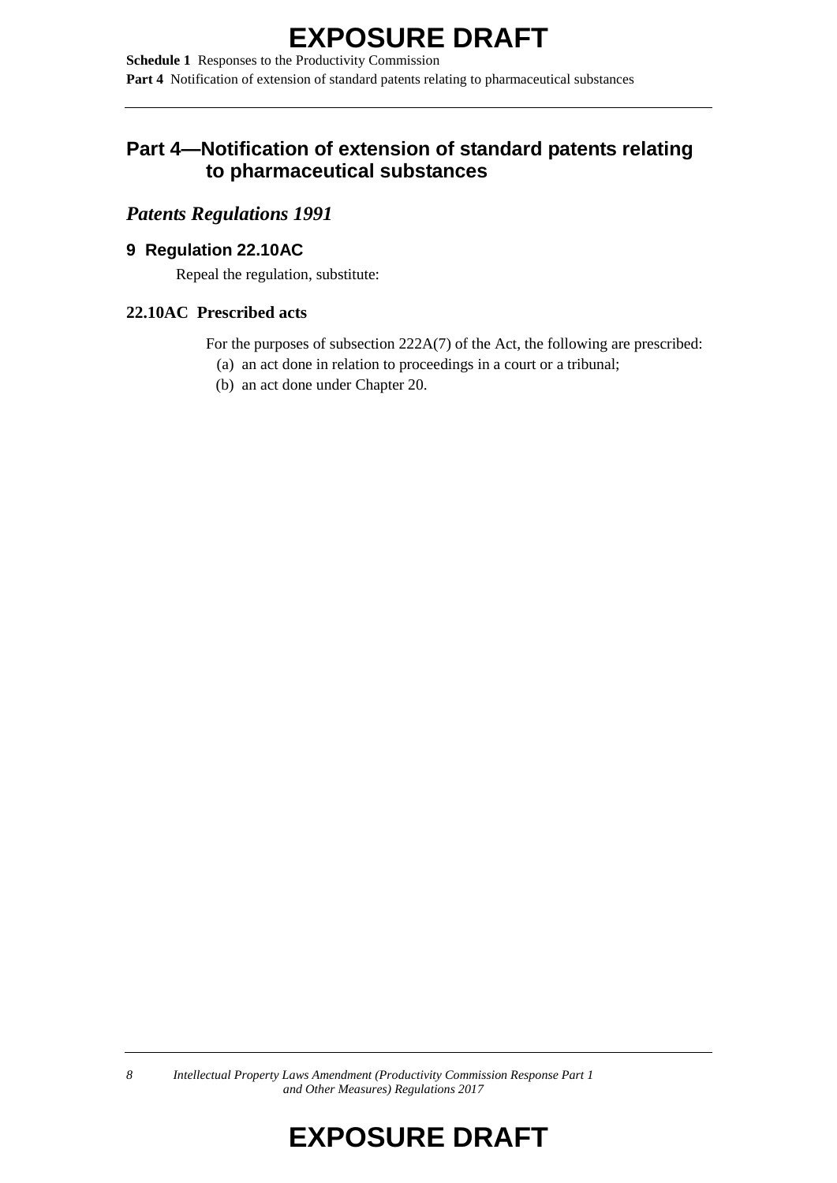## Part 4—Notification of extension of standard patents relating to pharmaceutical substances

### *Patents Regulations 1991*

#### 9 Regulation 22.10AC

Repeal the regulation, substitute:

#### 22.10AC Prescribed acts

For the purposes of subsection 222A(7) of the Act, the following are prescribed:

(a) an act done in relation to proceedings in a court or a tribunal;

(b) an act done under Chapter 20.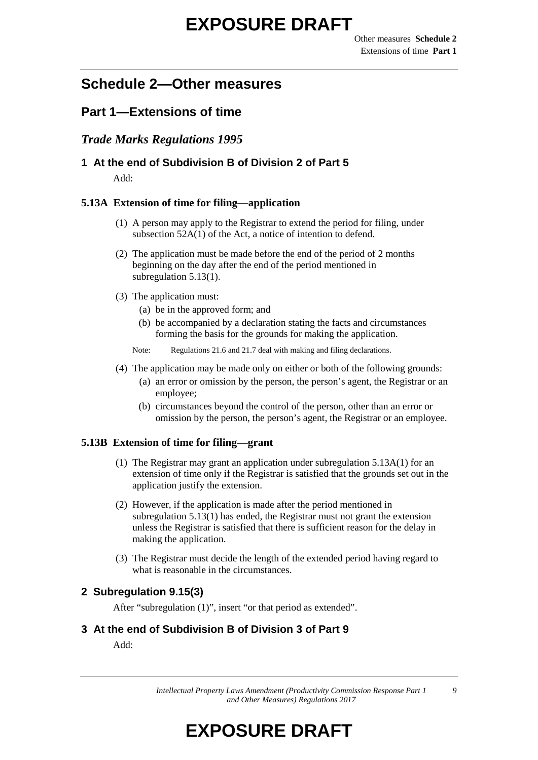# Schedule 2—Other measures

## Part 1—Extensions of time

### *Trade Marks Regulations 1995*

#### 1 At the end of Subdivision B of Division 2 of Part 5

Add:

**5.13A Extension of time for filing—application**

(1) A person may apply to the Registrar to extend the period for filing, under subsection 52A(1) of the Act, a notice of intention to defend.

(2) The application must be made before the end of the period of 2 months beginning on the day after the end of the period mentioned in subregulation 5.13(1).

(3) The application must:

(a) be in the approved form; and

(b) be accompanied by a declaration stating the facts and circumstances forming the basis for the grounds for making the application.

Note: Regulations 21.6 and 21.7 deal with making and filing declarations.

(4) The application may be made only on either or both of the following grounds:

(a) an error or omission by the person, the person's agent, the Registrar or an employee;

(b) circumstances beyond the control of the person, other than an error or omission by the person, the person's agent, the Registrar or an employee.

**5.13B Extension of time for filing—grant**

(1) The Registrar may grant an application under subregulation 5.13A(1) for an extension of time only if the Registrar is satisfied that the grounds set out in the application justify the extension.

(2) However, if the application is made after the period mentioned in subregulation 5.13(1) has ended, the Registrar must not grant the extension unless the Registrar is satisfied that there is sufficient reason for the delay in making the application.

(3) The Registrar must decide the length of the extended period having regard to what is reasonable in the circumstances.

#### 2 Subregulation 9.15(3)

After "subregulation (1)", insert "or that period as extended".

#### 3 At the end of Subdivision B of Division 3 of Part 9

Add: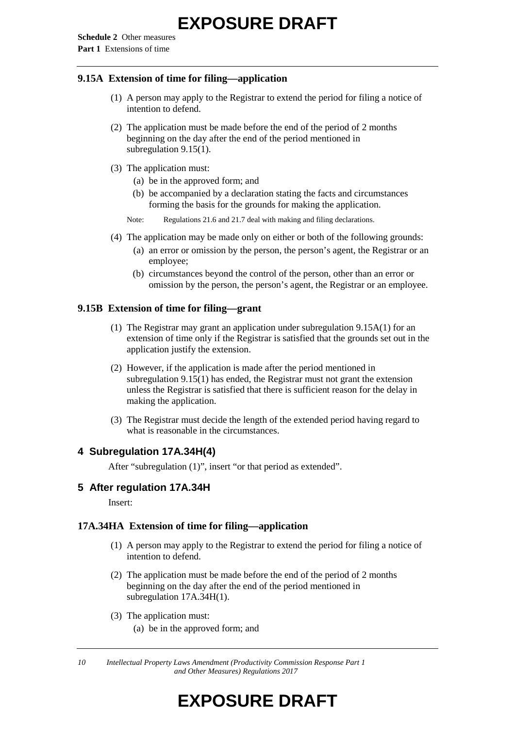### 9.15A Extension of time for filing—application

(1) A person may apply to the Registrar to extend the period for filing a notice of intention to defend.

(2) The application must be made before the end of the period of 2 months beginning on the day after the end of the period mentioned in subregulation 9.15(1).

(3) The application must:

  (a) be in the approved form; and

  (b) be accompanied by a declaration stating the facts and circumstances forming the basis for the grounds for making the application.

Note: Regulations 21.6 and 21.7 deal with making and filing declarations.

(4) The application may be made only on either or both of the following grounds:

  (a) an error or omission by the person, the person's agent, the Registrar or an employee;

  (b) circumstances beyond the control of the person, other than an error or omission by the person, the person's agent, the Registrar or an employee.

### 9.15B Extension of time for filing—grant

(1) The Registrar may grant an application under subregulation 9.15A(1) for an extension of time only if the Registrar is satisfied that the grounds set out in the application justify the extension.

(2) However, if the application is made after the period mentioned in subregulation 9.15(1) has ended, the Registrar must not grant the extension unless the Registrar is satisfied that there is sufficient reason for the delay in making the application.

(3) The Registrar must decide the length of the extended period having regard to what is reasonable in the circumstances.

## 4 Subregulation 17A.34H(4)

After "subregulation (1)", insert "or that period as extended".

## 5 After regulation 17A.34H

Insert:

### 17A.34HA Extension of time for filing—application

(1) A person may apply to the Registrar to extend the period for filing a notice of intention to defend.

(2) The application must be made before the end of the period of 2 months beginning on the day after the end of the period mentioned in subregulation 17A.34H(1).

(3) The application must:

  (a) be in the approved form; and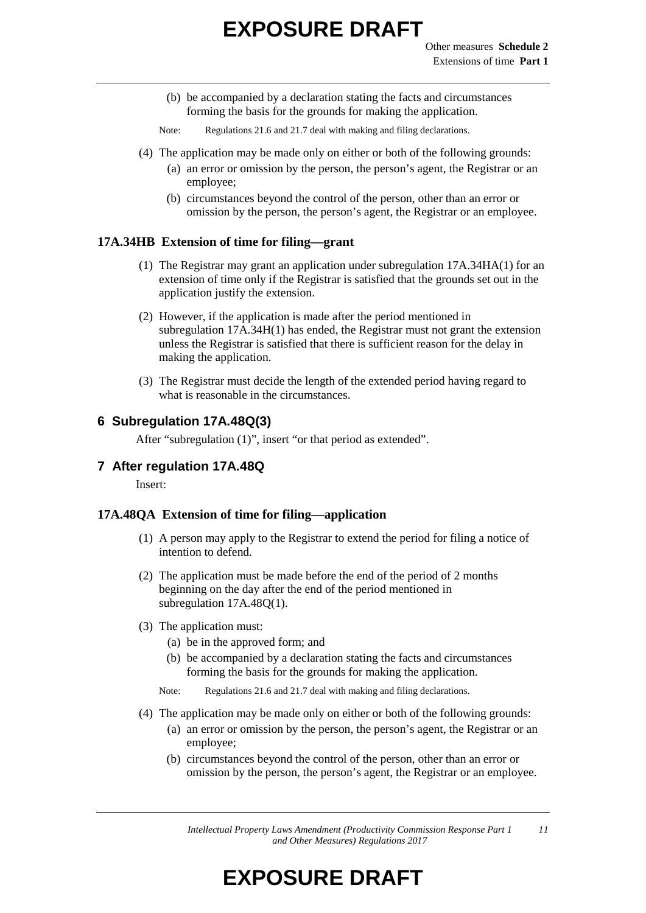(b) be accompanied by a declaration stating the facts and circumstances forming the basis for the grounds for making the application.

Note: Regulations 21.6 and 21.7 deal with making and filing declarations.

(4) The application may be made only on either or both of the following grounds:

(a) an error or omission by the person, the person's agent, the Registrar or an employee;

(b) circumstances beyond the control of the person, other than an error or omission by the person, the person's agent, the Registrar or an employee.

### 17A.34HB Extension of time for filing—grant

(1) The Registrar may grant an application under subregulation 17A.34HA(1) for an extension of time only if the Registrar is satisfied that the grounds set out in the application justify the extension.

(2) However, if the application is made after the period mentioned in subregulation 17A.34H(1) has ended, the Registrar must not grant the extension unless the Registrar is satisfied that there is sufficient reason for the delay in making the application.

(3) The Registrar must decide the length of the extended period having regard to what is reasonable in the circumstances.

## 6 Subregulation 17A.48Q(3)

After "subregulation (1)", insert "or that period as extended".

## 7 After regulation 17A.48Q

Insert:

### 17A.48QA Extension of time for filing—application

(1) A person may apply to the Registrar to extend the period for filing a notice of intention to defend.

(2) The application must be made before the end of the period of 2 months beginning on the day after the end of the period mentioned in subregulation 17A.48Q(1).

(3) The application must:

(a) be in the approved form; and

(b) be accompanied by a declaration stating the facts and circumstances forming the basis for the grounds for making the application.

Note: Regulations 21.6 and 21.7 deal with making and filing declarations.

(4) The application may be made only on either or both of the following grounds:

(a) an error or omission by the person, the person's agent, the Registrar or an employee;

(b) circumstances beyond the control of the person, other than an error or omission by the person, the person's agent, the Registrar or an employee.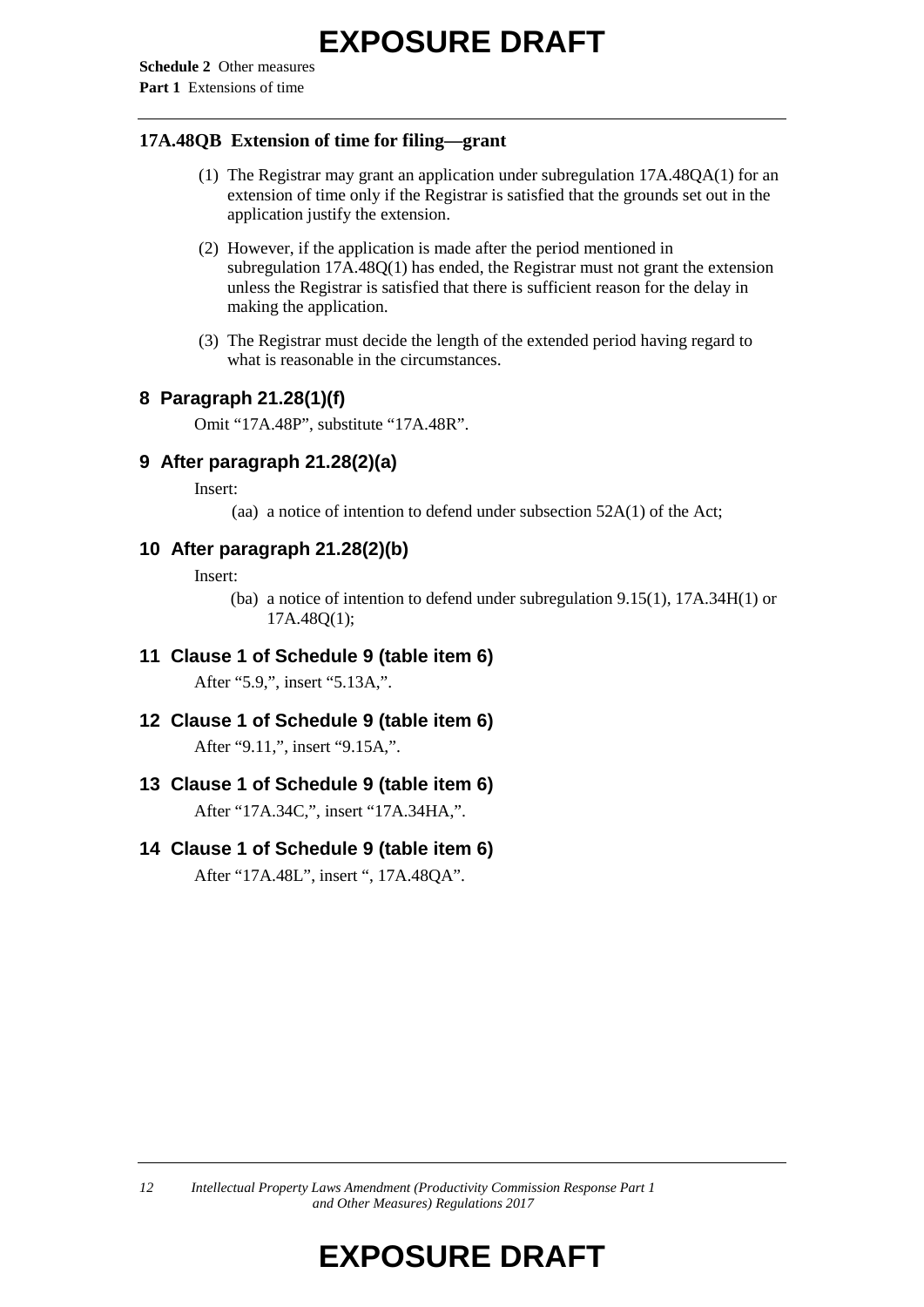### 17A.48QB Extension of time for filing—grant

(1) The Registrar may grant an application under subregulation 17A.48QA(1) for an extension of time only if the Registrar is satisfied that the grounds set out in the application justify the extension.

(2) However, if the application is made after the period mentioned in subregulation 17A.48Q(1) has ended, the Registrar must not grant the extension unless the Registrar is satisfied that there is sufficient reason for the delay in making the application.

(3) The Registrar must decide the length of the extended period having regard to what is reasonable in the circumstances.

## 8 Paragraph 21.28(1)(f)

Omit "17A.48P", substitute "17A.48R".

## 9 After paragraph 21.28(2)(a)

Insert:

(aa) a notice of intention to defend under subsection 52A(1) of the Act;

## 10 After paragraph 21.28(2)(b)

Insert:

(ba) a notice of intention to defend under subregulation 9.15(1), 17A.34H(1) or 17A.48Q(1);

## 11 Clause 1 of Schedule 9 (table item 6)

After "5.9,", insert "5.13A,".

## 12 Clause 1 of Schedule 9 (table item 6)

After "9.11,", insert "9.15A,".

## 13 Clause 1 of Schedule 9 (table item 6)

After "17A.34C,", insert "17A.34HA,".

## 14 Clause 1 of Schedule 9 (table item 6)

After "17A.48L", insert ", 17A.48QA".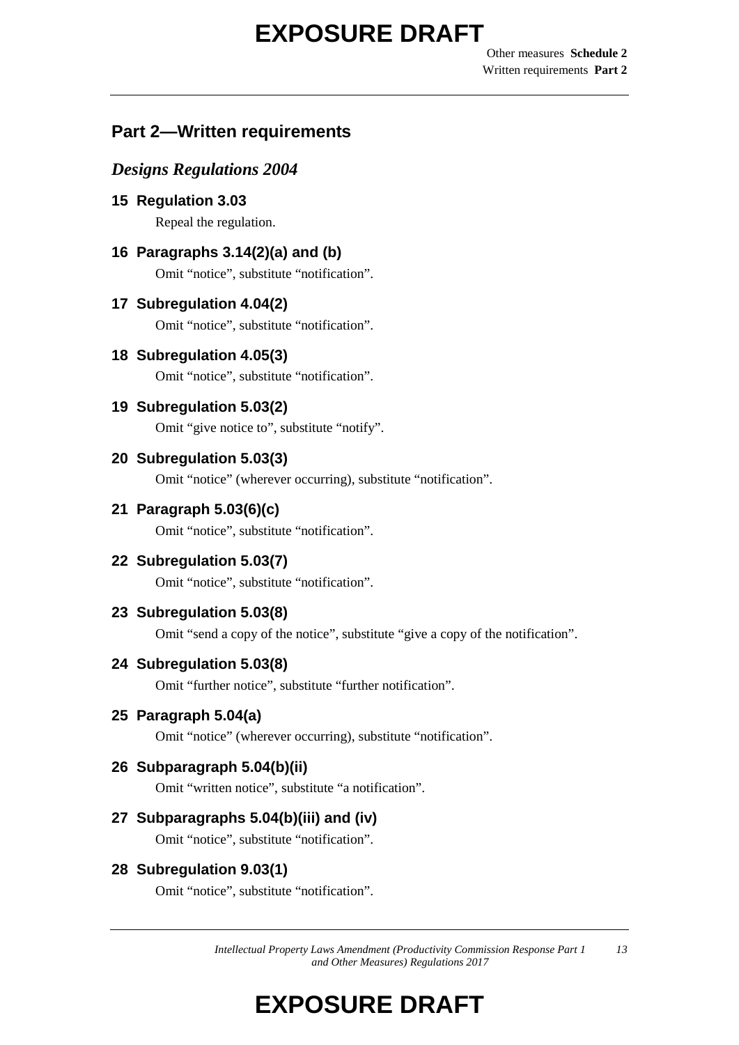## Part 2—Written requirements

### *Designs Regulations 2004*

**15 Regulation 3.03**

Repeal the regulation.

**16 Paragraphs 3.14(2)(a) and (b)**

Omit "notice", substitute "notification".

**17 Subregulation 4.04(2)**

Omit "notice", substitute "notification".

**18 Subregulation 4.05(3)**

Omit "notice", substitute "notification".

**19 Subregulation 5.03(2)**

Omit "give notice to", substitute "notify".

**20 Subregulation 5.03(3)**

Omit "notice" (wherever occurring), substitute "notification".

**21 Paragraph 5.03(6)(c)**

Omit "notice", substitute "notification".

**22 Subregulation 5.03(7)**

Omit "notice", substitute "notification".

**23 Subregulation 5.03(8)**

Omit "send a copy of the notice", substitute "give a copy of the notification".

**24 Subregulation 5.03(8)**

Omit "further notice", substitute "further notification".

**25 Paragraph 5.04(a)**

Omit "notice" (wherever occurring), substitute "notification".

**26 Subparagraph 5.04(b)(ii)**

Omit "written notice", substitute "a notification".

**27 Subparagraphs 5.04(b)(iii) and (iv)**

Omit "notice", substitute "notification".

**28 Subregulation 9.03(1)**

Omit "notice", substitute "notification".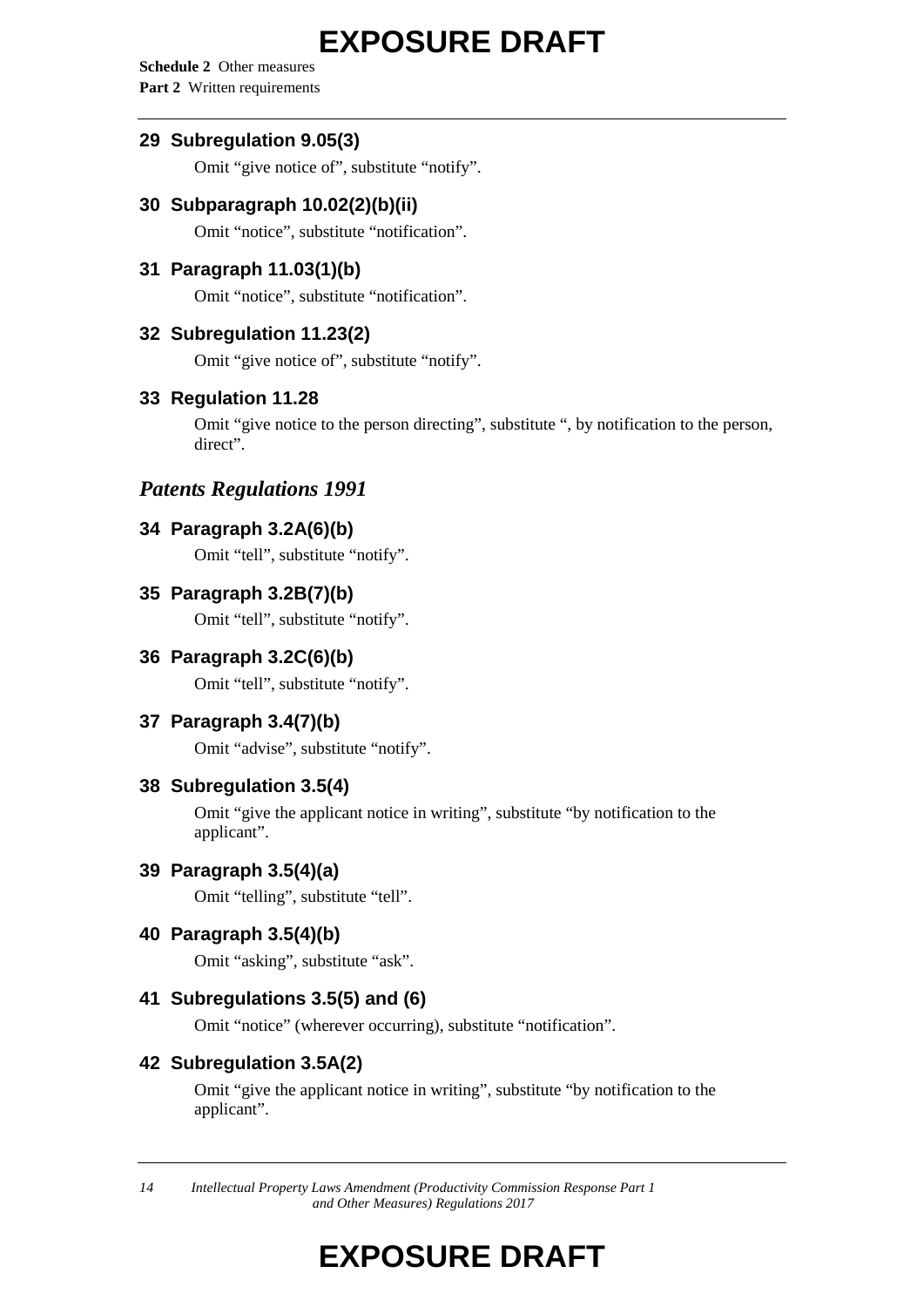### 29 Subregulation 9.05(3)

Omit "give notice of", substitute "notify".

### 30 Subparagraph 10.02(2)(b)(ii)

Omit "notice", substitute "notification".

### 31 Paragraph 11.03(1)(b)

Omit "notice", substitute "notification".

### 32 Subregulation 11.23(2)

Omit "give notice of", substitute "notify".

### 33 Regulation 11.28

Omit "give notice to the person directing", substitute ", by notification to the person, direct".

## *Patents Regulations 1991*

### 34 Paragraph 3.2A(6)(b)

Omit "tell", substitute "notify".

### 35 Paragraph 3.2B(7)(b)

Omit "tell", substitute "notify".

### 36 Paragraph 3.2C(6)(b)

Omit "tell", substitute "notify".

### 37 Paragraph 3.4(7)(b)

Omit "advise", substitute "notify".

### 38 Subregulation 3.5(4)

Omit "give the applicant notice in writing", substitute "by notification to the applicant".

### 39 Paragraph 3.5(4)(a)

Omit "telling", substitute "tell".

### 40 Paragraph 3.5(4)(b)

Omit "asking", substitute "ask".

### 41 Subregulations 3.5(5) and (6)

Omit "notice" (wherever occurring), substitute "notification".

### 42 Subregulation 3.5A(2)

Omit "give the applicant notice in writing", substitute "by notification to the applicant".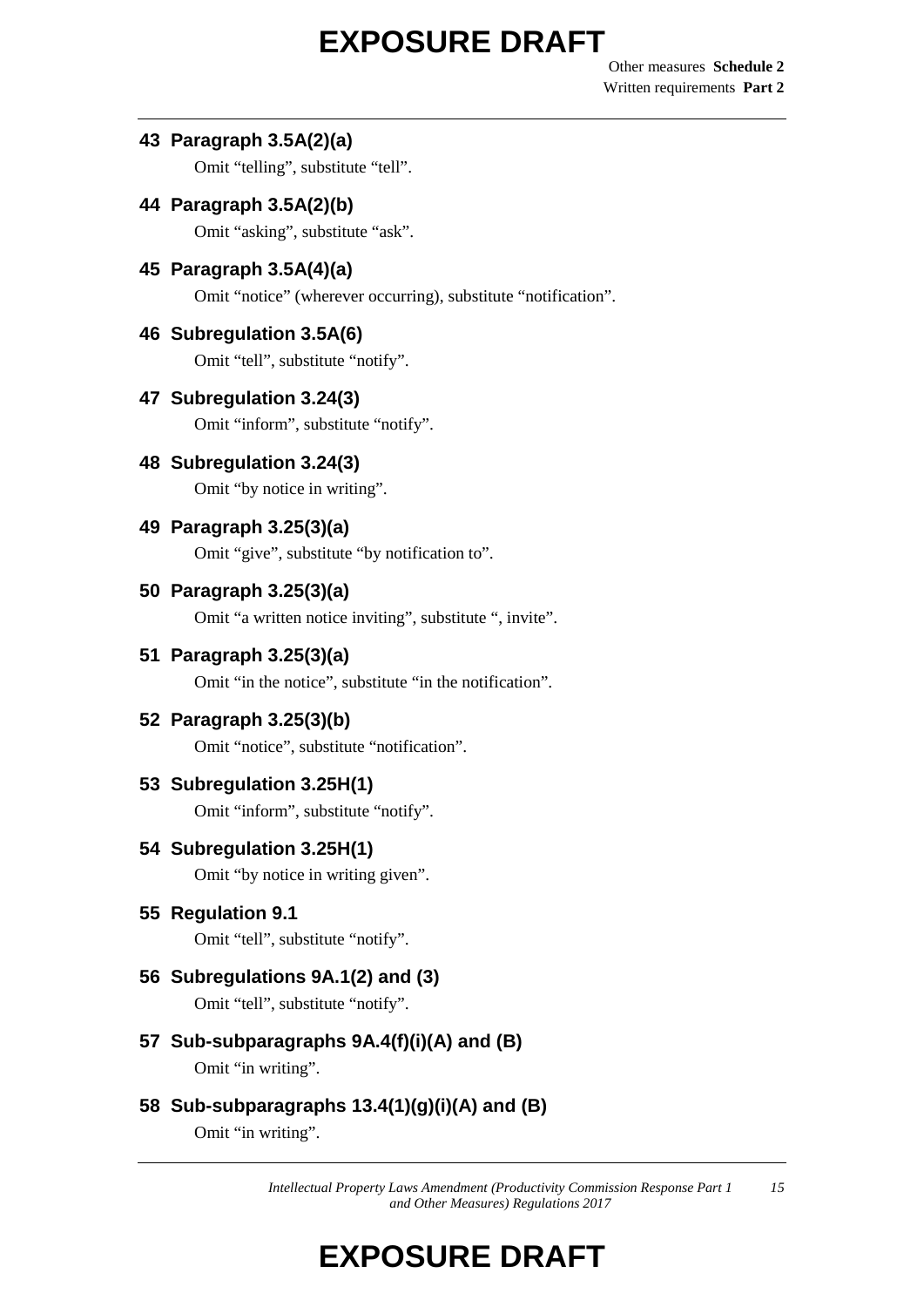**43 Paragraph 3.5A(2)(a)**

Omit “telling”, substitute “tell”.

**44 Paragraph 3.5A(2)(b)**

Omit “asking”, substitute “ask”.

**45 Paragraph 3.5A(4)(a)**

Omit “notice” (wherever occurring), substitute “notification”.

**46 Subregulation 3.5A(6)**

Omit “tell”, substitute “notify”.

**47 Subregulation 3.24(3)**

Omit “inform”, substitute “notify”.

**48 Subregulation 3.24(3)**

Omit “by notice in writing”.

**49 Paragraph 3.25(3)(a)**

Omit “give”, substitute “by notification to”.

**50 Paragraph 3.25(3)(a)**

Omit “a written notice inviting”, substitute “, invite”.

**51 Paragraph 3.25(3)(a)**

Omit “in the notice”, substitute “in the notification”.

**52 Paragraph 3.25(3)(b)**

Omit “notice”, substitute “notification”.

**53 Subregulation 3.25H(1)**

Omit “inform”, substitute “notify”.

**54 Subregulation 3.25H(1)**

Omit “by notice in writing given”.

**55 Regulation 9.1**

Omit “tell”, substitute “notify”.

**56 Subregulations 9A.1(2) and (3)**

Omit “tell”, substitute “notify”.

**57 Sub-subparagraphs 9A.4(f)(i)(A) and (B)**

Omit “in writing”.

**58 Sub-subparagraphs 13.4(1)(g)(i)(A) and (B)**

Omit “in writing”.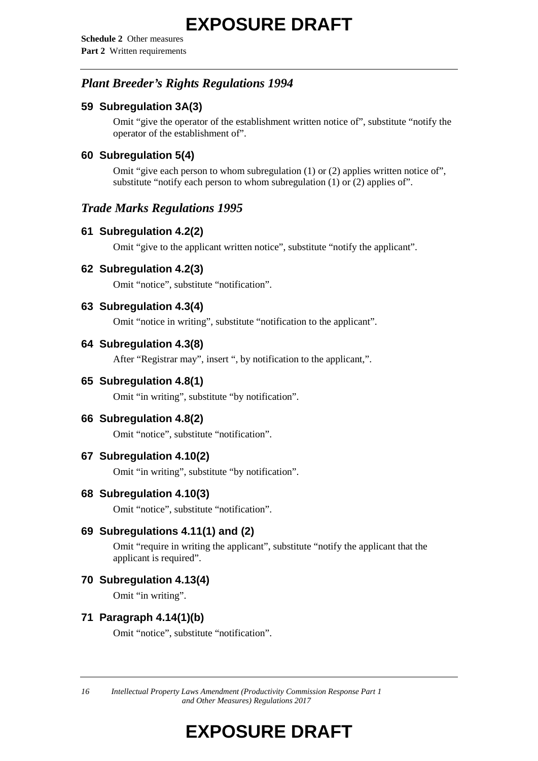## *Plant Breeder's Rights Regulations 1994*

### 59 Subregulation 3A(3)

Omit "give the operator of the establishment written notice of", substitute "notify the operator of the establishment of".

### 60 Subregulation 5(4)

Omit "give each person to whom subregulation (1) or (2) applies written notice of", substitute "notify each person to whom subregulation (1) or (2) applies of".

## *Trade Marks Regulations 1995*

### 61 Subregulation 4.2(2)

Omit "give to the applicant written notice", substitute "notify the applicant".

### 62 Subregulation 4.2(3)

Omit "notice", substitute "notification".

### 63 Subregulation 4.3(4)

Omit "notice in writing", substitute "notification to the applicant".

### 64 Subregulation 4.3(8)

After "Registrar may", insert ", by notification to the applicant,".

### 65 Subregulation 4.8(1)

Omit "in writing", substitute "by notification".

### 66 Subregulation 4.8(2)

Omit "notice", substitute "notification".

### 67 Subregulation 4.10(2)

Omit "in writing", substitute "by notification".

### 68 Subregulation 4.10(3)

Omit "notice", substitute "notification".

### 69 Subregulations 4.11(1) and (2)

Omit "require in writing the applicant", substitute "notify the applicant that the applicant is required".

### 70 Subregulation 4.13(4)

Omit "in writing".

### 71 Paragraph 4.14(1)(b)

Omit "notice", substitute "notification".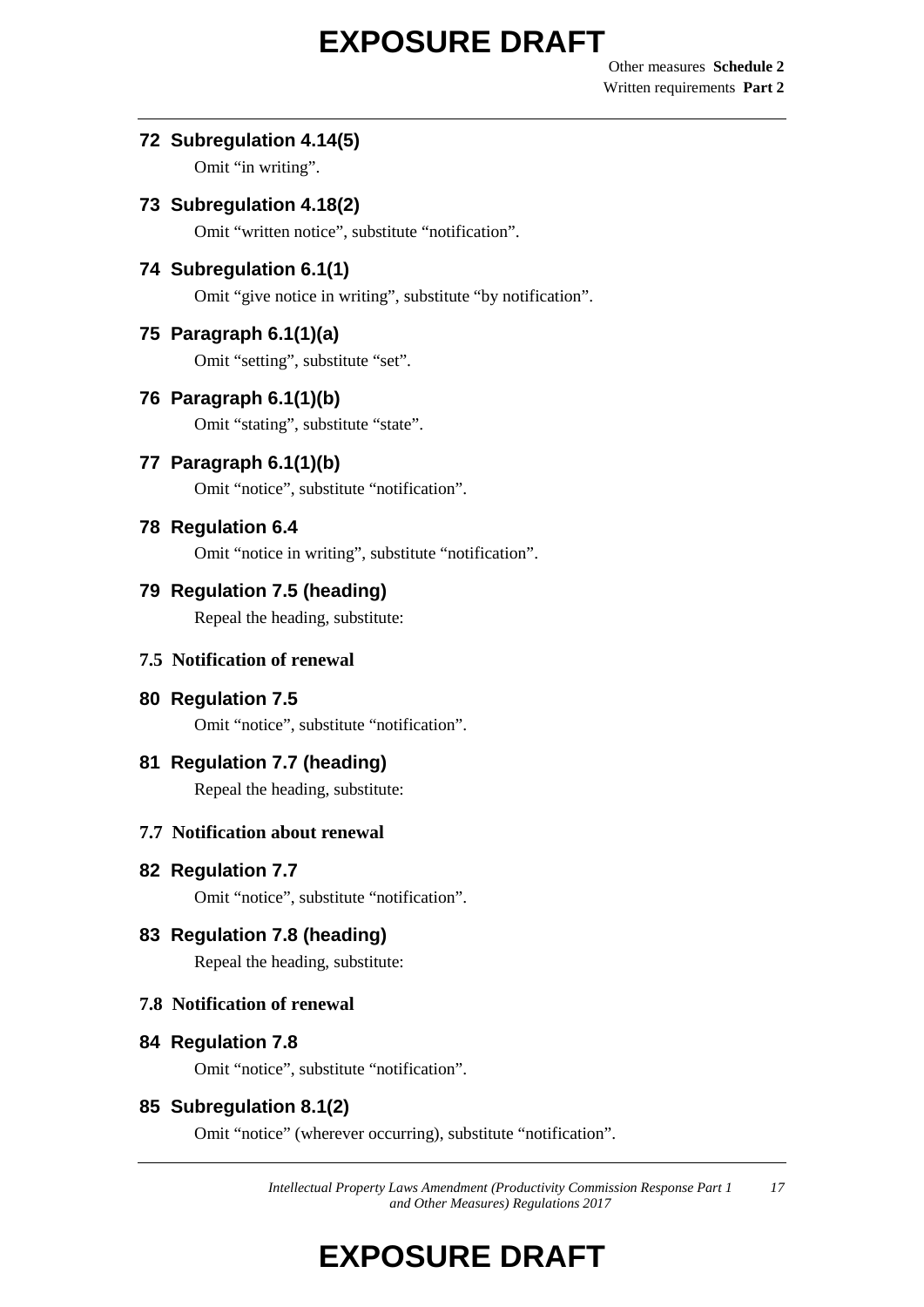### 72 Subregulation 4.14(5)

Omit “in writing”.

### 73 Subregulation 4.18(2)

Omit “written notice”, substitute “notification”.

### 74 Subregulation 6.1(1)

Omit “give notice in writing”, substitute “by notification”.

### 75 Paragraph 6.1(1)(a)

Omit “setting”, substitute “set”.

### 76 Paragraph 6.1(1)(b)

Omit “stating”, substitute “state”.

### 77 Paragraph 6.1(1)(b)

Omit “notice”, substitute “notification”.

### 78 Regulation 6.4

Omit “notice in writing”, substitute “notification”.

### 79 Regulation 7.5 (heading)

Repeal the heading, substitute:

**7.5 Notification of renewal**

### 80 Regulation 7.5

Omit “notice”, substitute “notification”.

### 81 Regulation 7.7 (heading)

Repeal the heading, substitute:

**7.7 Notification about renewal**

### 82 Regulation 7.7

Omit “notice”, substitute “notification”.

### 83 Regulation 7.8 (heading)

Repeal the heading, substitute:

**7.8 Notification of renewal**

### 84 Regulation 7.8

Omit “notice”, substitute “notification”.

### 85 Subregulation 8.1(2)

Omit “notice” (wherever occurring), substitute “notification”.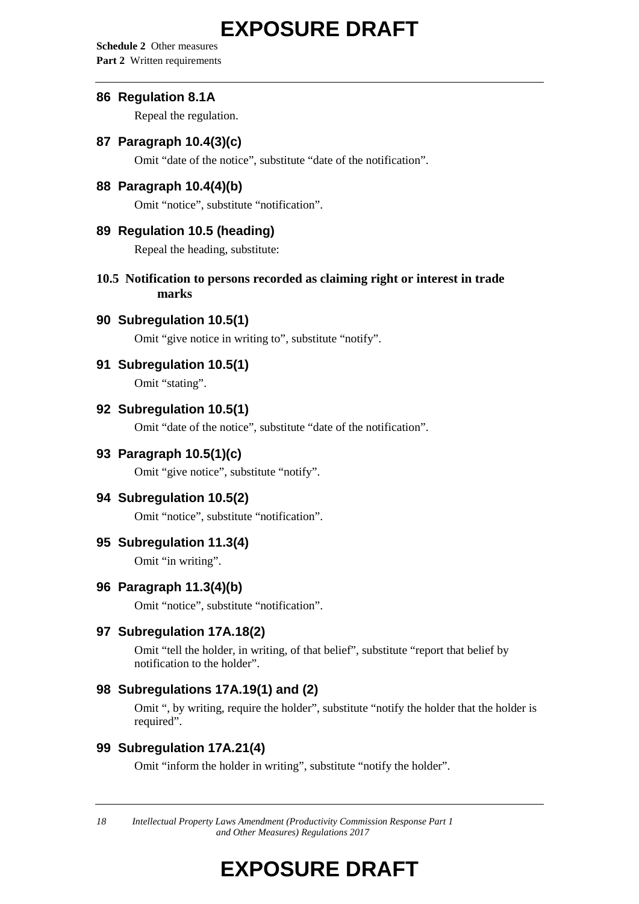## 86 Regulation 8.1A

Repeal the regulation.

## 87 Paragraph 10.4(3)(c)

Omit "date of the notice", substitute "date of the notification".

## 88 Paragraph 10.4(4)(b)

Omit "notice", substitute "notification".

## 89 Regulation 10.5 (heading)

Repeal the heading, substitute:

### 10.5 Notification to persons recorded as claiming right or interest in trade marks

## 90 Subregulation 10.5(1)

Omit "give notice in writing to", substitute "notify".

## 91 Subregulation 10.5(1)

Omit "stating".

## 92 Subregulation 10.5(1)

Omit "date of the notice", substitute "date of the notification".

## 93 Paragraph 10.5(1)(c)

Omit "give notice", substitute "notify".

## 94 Subregulation 10.5(2)

Omit "notice", substitute "notification".

## 95 Subregulation 11.3(4)

Omit "in writing".

## 96 Paragraph 11.3(4)(b)

Omit "notice", substitute "notification".

## 97 Subregulation 17A.18(2)

Omit "tell the holder, in writing, of that belief", substitute "report that belief by notification to the holder".

## 98 Subregulations 17A.19(1) and (2)

Omit ", by writing, require the holder", substitute "notify the holder that the holder is required".

## 99 Subregulation 17A.21(4)

Omit "inform the holder in writing", substitute "notify the holder".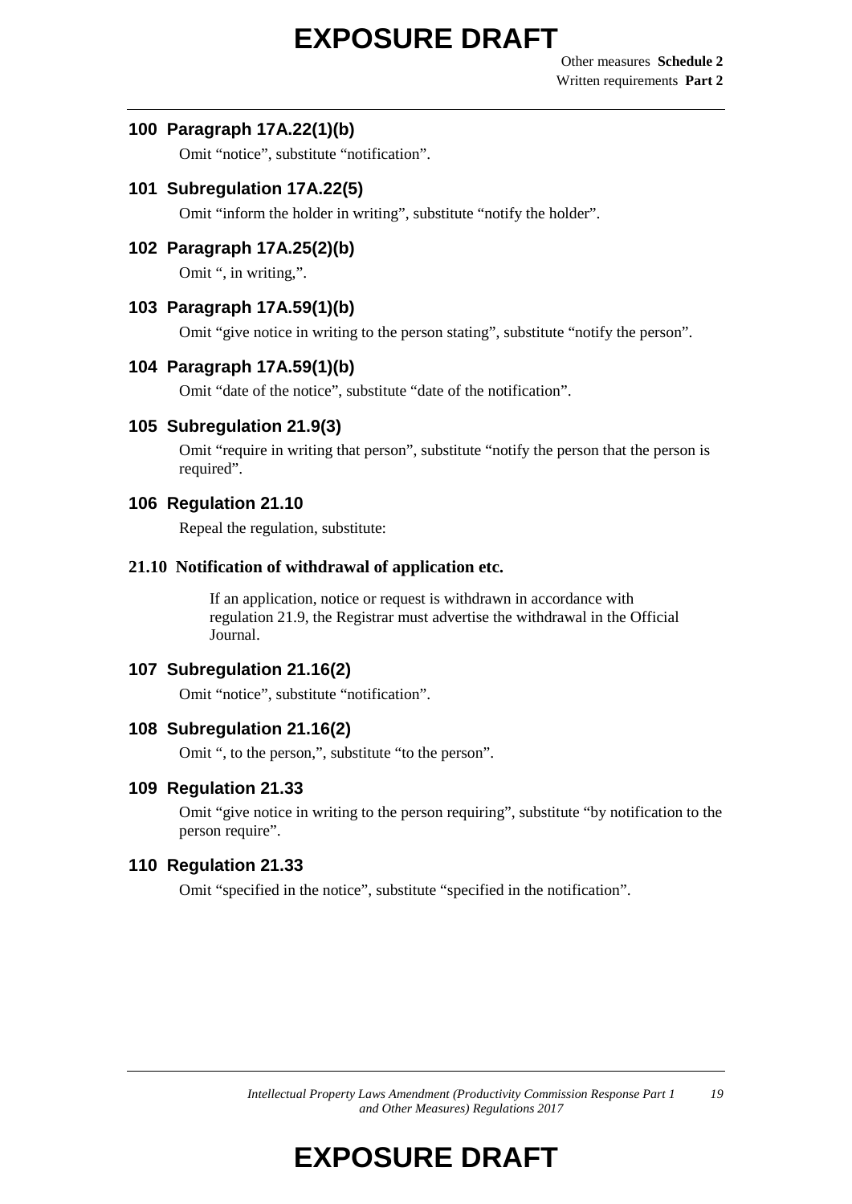### 100 Paragraph 17A.22(1)(b)

Omit "notice", substitute "notification".

### 101 Subregulation 17A.22(5)

Omit "inform the holder in writing", substitute "notify the holder".

### 102 Paragraph 17A.25(2)(b)

Omit ", in writing,".

### 103 Paragraph 17A.59(1)(b)

Omit "give notice in writing to the person stating", substitute "notify the person".

### 104 Paragraph 17A.59(1)(b)

Omit "date of the notice", substitute "date of the notification".

### 105 Subregulation 21.9(3)

Omit "require in writing that person", substitute "notify the person that the person is required".

### 106 Regulation 21.10

Repeal the regulation, substitute:

**21.10 Notification of withdrawal of application etc.**

If an application, notice or request is withdrawn in accordance with regulation 21.9, the Registrar must advertise the withdrawal in the Official Journal.

### 107 Subregulation 21.16(2)

Omit "notice", substitute "notification".

### 108 Subregulation 21.16(2)

Omit ", to the person,", substitute "to the person".

### 109 Regulation 21.33

Omit "give notice in writing to the person requiring", substitute "by notification to the person require".

### 110 Regulation 21.33

Omit "specified in the notice", substitute "specified in the notification".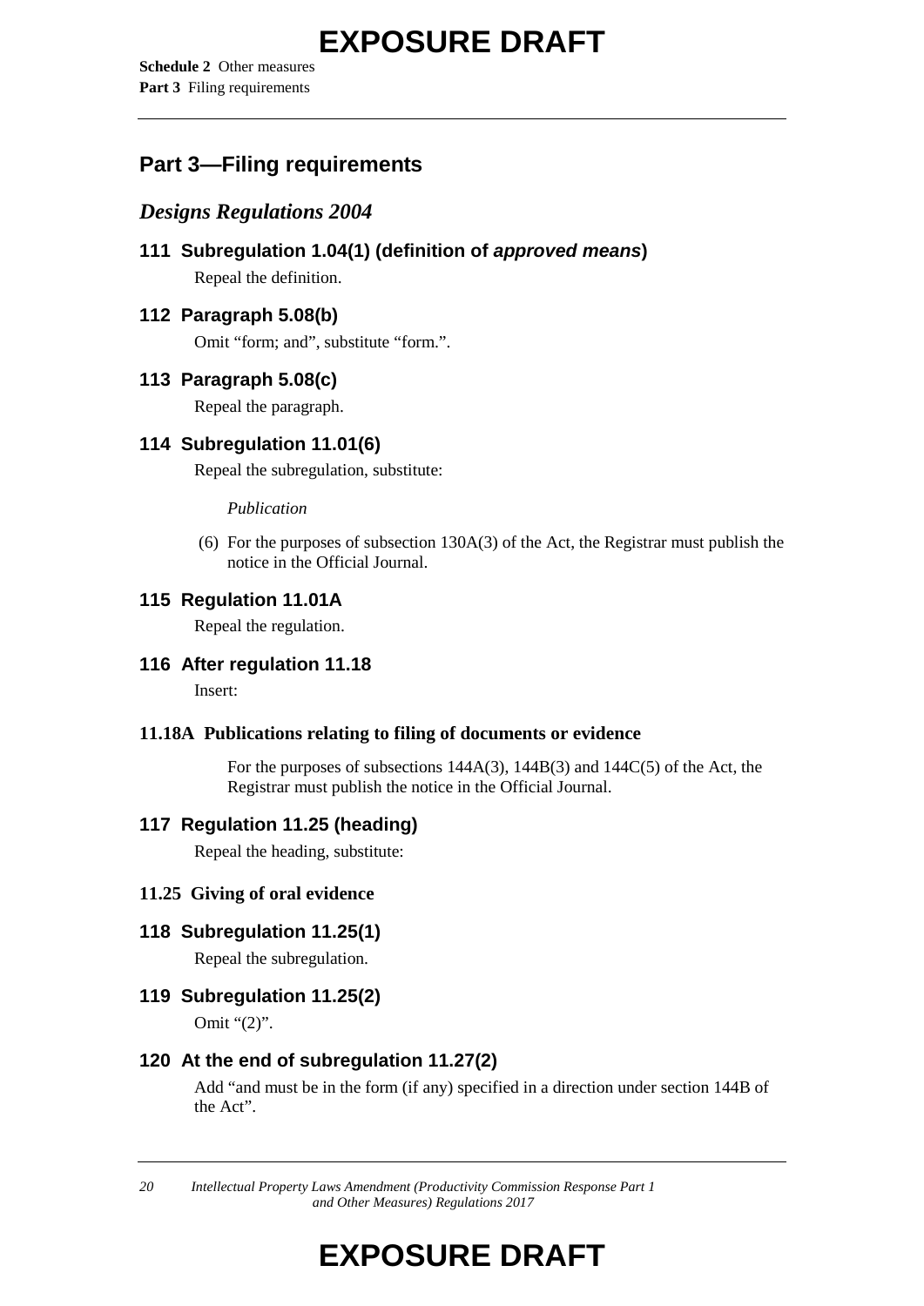## Part 3—Filing requirements

### *Designs Regulations 2004*

#### 111 Subregulation 1.04(1) (definition of *approved means*)

Repeal the definition.

#### 112 Paragraph 5.08(b)

Omit "form; and", substitute "form.".

#### 113 Paragraph 5.08(c)

Repeal the paragraph.

#### 114 Subregulation 11.01(6)

Repeal the subregulation, substitute:

*Publication*

(6) For the purposes of subsection 130A(3) of the Act, the Registrar must publish the notice in the Official Journal.

#### 115 Regulation 11.01A

Repeal the regulation.

#### 116 After regulation 11.18

Insert:

**11.18A Publications relating to filing of documents or evidence**

For the purposes of subsections 144A(3), 144B(3) and 144C(5) of the Act, the Registrar must publish the notice in the Official Journal.

#### 117 Regulation 11.25 (heading)

Repeal the heading, substitute:

**11.25 Giving of oral evidence**

#### 118 Subregulation 11.25(1)

Repeal the subregulation.

#### 119 Subregulation 11.25(2)

Omit "(2)".

#### 120 At the end of subregulation 11.27(2)

Add "and must be in the form (if any) specified in a direction under section 144B of the Act".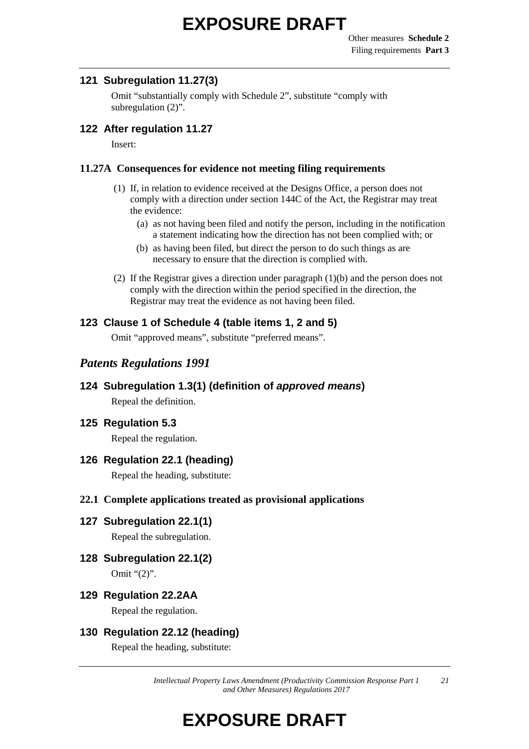### 121 Subregulation 11.27(3)

Omit "substantially comply with Schedule 2", substitute "comply with subregulation (2)".

### 122 After regulation 11.27

Insert:

#### 11.27A Consequences for evidence not meeting filing requirements

(1) If, in relation to evidence received at the Designs Office, a person does not comply with a direction under section 144C of the Act, the Registrar may treat the evidence:

(a) as not having been filed and notify the person, including in the notification a statement indicating how the direction has not been complied with; or

(b) as having been filed, but direct the person to do such things as are necessary to ensure that the direction is complied with.

(2) If the Registrar gives a direction under paragraph (1)(b) and the person does not comply with the direction within the period specified in the direction, the Registrar may treat the evidence as not having been filed.

### 123 Clause 1 of Schedule 4 (table items 1, 2 and 5)

Omit "approved means", substitute "preferred means".

## *Patents Regulations 1991*

### 124 Subregulation 1.3(1) (definition of *approved means*)

Repeal the definition.

### 125 Regulation 5.3

Repeal the regulation.

### 126 Regulation 22.1 (heading)

Repeal the heading, substitute:

#### 22.1 Complete applications treated as provisional applications

### 127 Subregulation 22.1(1)

Repeal the subregulation.

### 128 Subregulation 22.1(2)

Omit "(2)".

### 129 Regulation 22.2AA

Repeal the regulation.

### 130 Regulation 22.12 (heading)

Repeal the heading, substitute: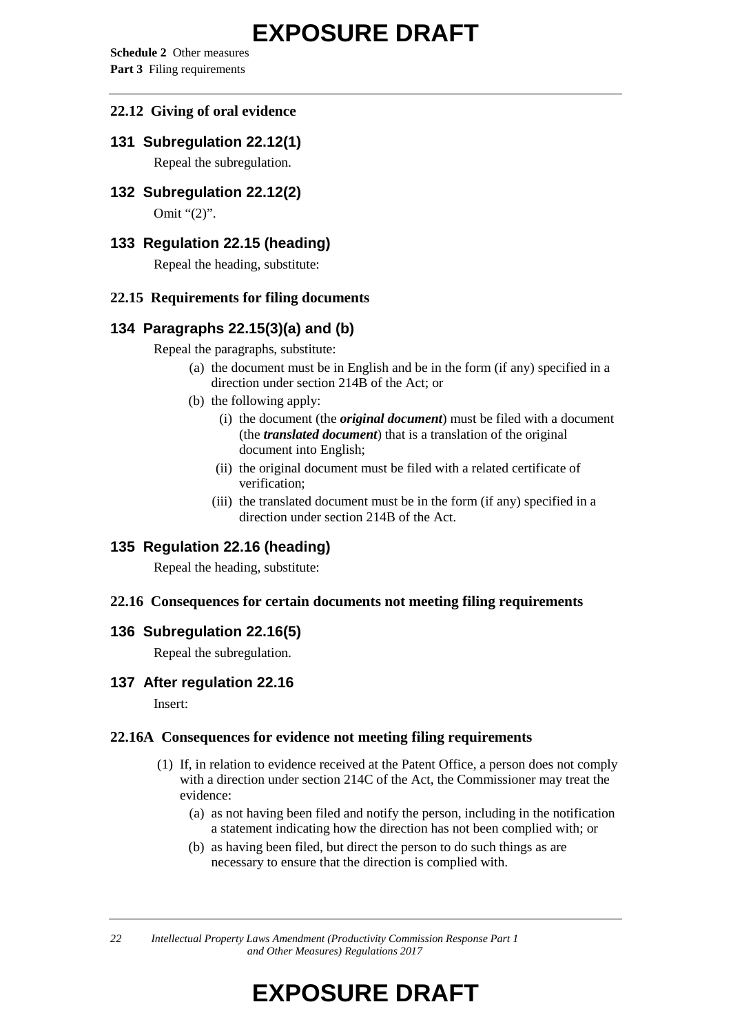### 22.12  Giving of oral evidence

#### 131  Subregulation 22.12(1)

Repeal the subregulation.

#### 132  Subregulation 22.12(2)

Omit "(2)".

#### 133  Regulation 22.15 (heading)

Repeal the heading, substitute:

### 22.15  Requirements for filing documents

#### 134  Paragraphs 22.15(3)(a) and (b)

Repeal the paragraphs, substitute:

- (a) the document must be in English and be in the form (if any) specified in a direction under section 214B of the Act; or
- (b) the following apply:
  - (i) the document (the ***original document***) must be filed with a document (the ***translated document***) that is a translation of the original document into English;
  - (ii) the original document must be filed with a related certificate of verification;
  - (iii) the translated document must be in the form (if any) specified in a direction under section 214B of the Act.

#### 135  Regulation 22.16 (heading)

Repeal the heading, substitute:

### 22.16  Consequences for certain documents not meeting filing requirements

#### 136  Subregulation 22.16(5)

Repeal the subregulation.

#### 137  After regulation 22.16

Insert:

### 22.16A  Consequences for evidence not meeting filing requirements

(1) If, in relation to evidence received at the Patent Office, a person does not comply with a direction under section 214C of the Act, the Commissioner may treat the evidence:

- (a) as not having been filed and notify the person, including in the notification a statement indicating how the direction has not been complied with; or
- (b) as having been filed, but direct the person to do such things as are necessary to ensure that the direction is complied with.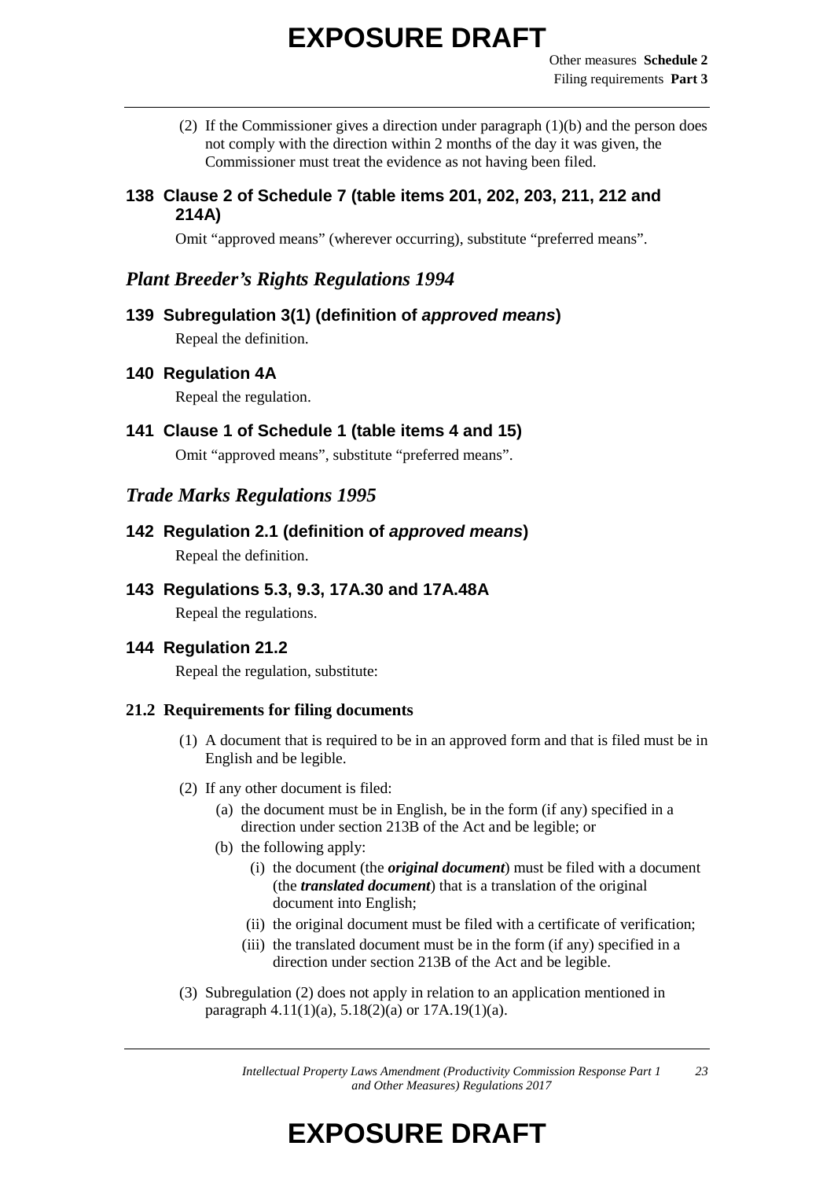(2) If the Commissioner gives a direction under paragraph (1)(b) and the person does not comply with the direction within 2 months of the day it was given, the Commissioner must treat the evidence as not having been filed.

### 138 Clause 2 of Schedule 7 (table items 201, 202, 203, 211, 212 and 214A)

Omit "approved means" (wherever occurring), substitute "preferred means".

## *Plant Breeder's Rights Regulations 1994*

### 139 Subregulation 3(1) (definition of *approved means*)

Repeal the definition.

### 140 Regulation 4A

Repeal the regulation.

### 141 Clause 1 of Schedule 1 (table items 4 and 15)

Omit "approved means", substitute "preferred means".

## *Trade Marks Regulations 1995*

### 142 Regulation 2.1 (definition of *approved means*)

Repeal the definition.

### 143 Regulations 5.3, 9.3, 17A.30 and 17A.48A

Repeal the regulations.

### 144 Regulation 21.2

Repeal the regulation, substitute:

#### 21.2 Requirements for filing documents

(1) A document that is required to be in an approved form and that is filed must be in English and be legible.

(2) If any other document is filed:

- (a) the document must be in English, be in the form (if any) specified in a direction under section 213B of the Act and be legible; or
- (b) the following apply:
  - (i) the document (the ***original document***) must be filed with a document (the ***translated document***) that is a translation of the original document into English;
  - (ii) the original document must be filed with a certificate of verification;
  - (iii) the translated document must be in the form (if any) specified in a direction under section 213B of the Act and be legible.

(3) Subregulation (2) does not apply in relation to an application mentioned in paragraph 4.11(1)(a), 5.18(2)(a) or 17A.19(1)(a).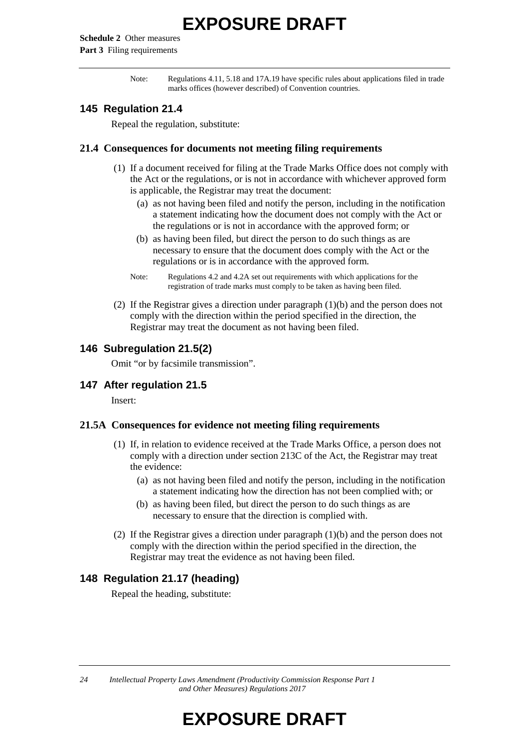Note: Regulations 4.11, 5.18 and 17A.19 have specific rules about applications filed in trade marks offices (however described) of Convention countries.

## 145 Regulation 21.4

Repeal the regulation, substitute:

### 21.4 Consequences for documents not meeting filing requirements

(1) If a document received for filing at the Trade Marks Office does not comply with the Act or the regulations, or is not in accordance with whichever approved form is applicable, the Registrar may treat the document:

(a) as not having been filed and notify the person, including in the notification a statement indicating how the document does not comply with the Act or the regulations or is not in accordance with the approved form; or

(b) as having been filed, but direct the person to do such things as are necessary to ensure that the document does comply with the Act or the regulations or is in accordance with the approved form.

Note: Regulations 4.2 and 4.2A set out requirements with which applications for the registration of trade marks must comply to be taken as having been filed.

(2) If the Registrar gives a direction under paragraph (1)(b) and the person does not comply with the direction within the period specified in the direction, the Registrar may treat the document as not having been filed.

## 146 Subregulation 21.5(2)

Omit "or by facsimile transmission".

## 147 After regulation 21.5

Insert:

### 21.5A Consequences for evidence not meeting filing requirements

(1) If, in relation to evidence received at the Trade Marks Office, a person does not comply with a direction under section 213C of the Act, the Registrar may treat the evidence:

(a) as not having been filed and notify the person, including in the notification a statement indicating how the direction has not been complied with; or

(b) as having been filed, but direct the person to do such things as are necessary to ensure that the direction is complied with.

(2) If the Registrar gives a direction under paragraph (1)(b) and the person does not comply with the direction within the period specified in the direction, the Registrar may treat the evidence as not having been filed.

## 148 Regulation 21.17 (heading)

Repeal the heading, substitute: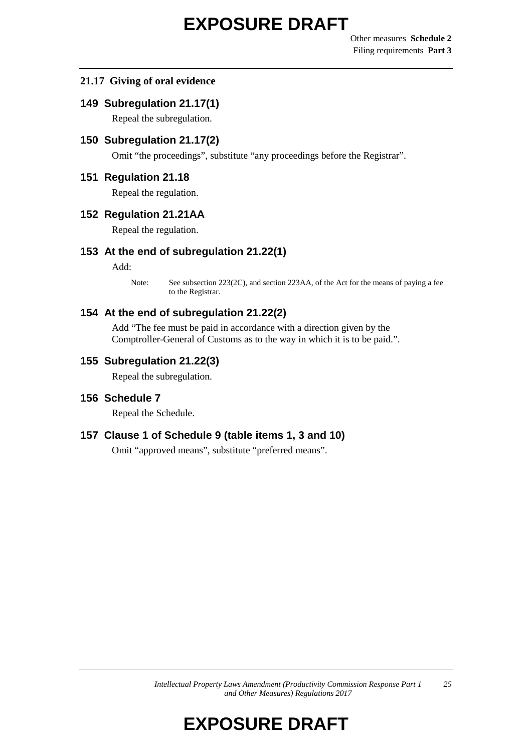### 21.17 Giving of oral evidence

### 149 Subregulation 21.17(1)

Repeal the subregulation.

### 150 Subregulation 21.17(2)

Omit "the proceedings", substitute "any proceedings before the Registrar".

### 151 Regulation 21.18

Repeal the regulation.

### 152 Regulation 21.21AA

Repeal the regulation.

### 153 At the end of subregulation 21.22(1)

Add:

Note: See subsection 223(2C), and section 223AA, of the Act for the means of paying a fee to the Registrar.

### 154 At the end of subregulation 21.22(2)

Add "The fee must be paid in accordance with a direction given by the Comptroller-General of Customs as to the way in which it is to be paid.".

### 155 Subregulation 21.22(3)

Repeal the subregulation.

### 156 Schedule 7

Repeal the Schedule.

### 157 Clause 1 of Schedule 9 (table items 1, 3 and 10)

Omit "approved means", substitute "preferred means".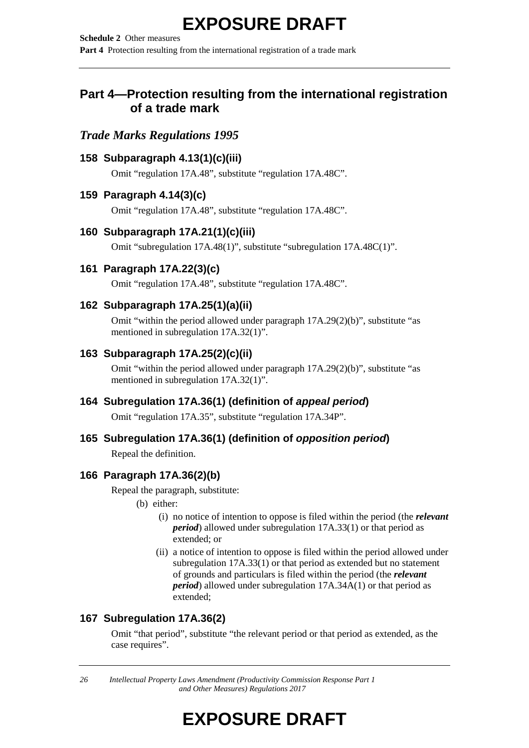## Part 4—Protection resulting from the international registration of a trade mark

### *Trade Marks Regulations 1995*

#### 158 Subparagraph 4.13(1)(c)(iii)

Omit "regulation 17A.48", substitute "regulation 17A.48C".

#### 159 Paragraph 4.14(3)(c)

Omit "regulation 17A.48", substitute "regulation 17A.48C".

#### 160 Subparagraph 17A.21(1)(c)(iii)

Omit "subregulation 17A.48(1)", substitute "subregulation 17A.48C(1)".

#### 161 Paragraph 17A.22(3)(c)

Omit "regulation 17A.48", substitute "regulation 17A.48C".

#### 162 Subparagraph 17A.25(1)(a)(ii)

Omit "within the period allowed under paragraph 17A.29(2)(b)", substitute "as mentioned in subregulation 17A.32(1)".

#### 163 Subparagraph 17A.25(2)(c)(ii)

Omit "within the period allowed under paragraph 17A.29(2)(b)", substitute "as mentioned in subregulation 17A.32(1)".

#### 164 Subregulation 17A.36(1) (definition of *appeal period*)

Omit "regulation 17A.35", substitute "regulation 17A.34P".

#### 165 Subregulation 17A.36(1) (definition of *opposition period*)

Repeal the definition.

#### 166 Paragraph 17A.36(2)(b)

Repeal the paragraph, substitute:

(b) either:

(i) no notice of intention to oppose is filed within the period (the ***relevant period***) allowed under subregulation 17A.33(1) or that period as extended; or

(ii) a notice of intention to oppose is filed within the period allowed under subregulation 17A.33(1) or that period as extended but no statement of grounds and particulars is filed within the period (the ***relevant period***) allowed under subregulation 17A.34A(1) or that period as extended;

#### 167 Subregulation 17A.36(2)

Omit "that period", substitute "the relevant period or that period as extended, as the case requires".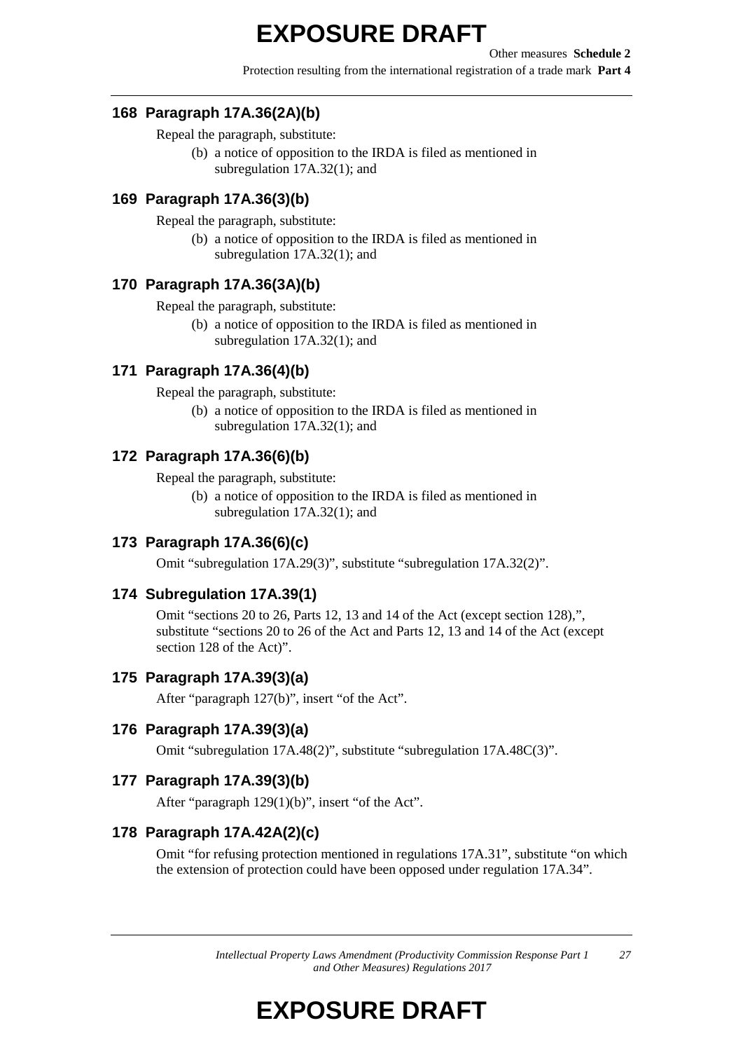## 168 Paragraph 17A.36(2A)(b)

Repeal the paragraph, substitute:

(b) a notice of opposition to the IRDA is filed as mentioned in subregulation 17A.32(1); and

## 169 Paragraph 17A.36(3)(b)

Repeal the paragraph, substitute:

(b) a notice of opposition to the IRDA is filed as mentioned in subregulation 17A.32(1); and

## 170 Paragraph 17A.36(3A)(b)

Repeal the paragraph, substitute:

(b) a notice of opposition to the IRDA is filed as mentioned in subregulation 17A.32(1); and

## 171 Paragraph 17A.36(4)(b)

Repeal the paragraph, substitute:

(b) a notice of opposition to the IRDA is filed as mentioned in subregulation 17A.32(1); and

## 172 Paragraph 17A.36(6)(b)

Repeal the paragraph, substitute:

(b) a notice of opposition to the IRDA is filed as mentioned in subregulation 17A.32(1); and

## 173 Paragraph 17A.36(6)(c)

Omit "subregulation 17A.29(3)", substitute "subregulation 17A.32(2)".

## 174 Subregulation 17A.39(1)

Omit "sections 20 to 26, Parts 12, 13 and 14 of the Act (except section 128),", substitute "sections 20 to 26 of the Act and Parts 12, 13 and 14 of the Act (except section 128 of the Act)".

## 175 Paragraph 17A.39(3)(a)

After "paragraph 127(b)", insert "of the Act".

## 176 Paragraph 17A.39(3)(a)

Omit "subregulation 17A.48(2)", substitute "subregulation 17A.48C(3)".

## 177 Paragraph 17A.39(3)(b)

After "paragraph 129(1)(b)", insert "of the Act".

## 178 Paragraph 17A.42A(2)(c)

Omit "for refusing protection mentioned in regulations 17A.31", substitute "on which the extension of protection could have been opposed under regulation 17A.34".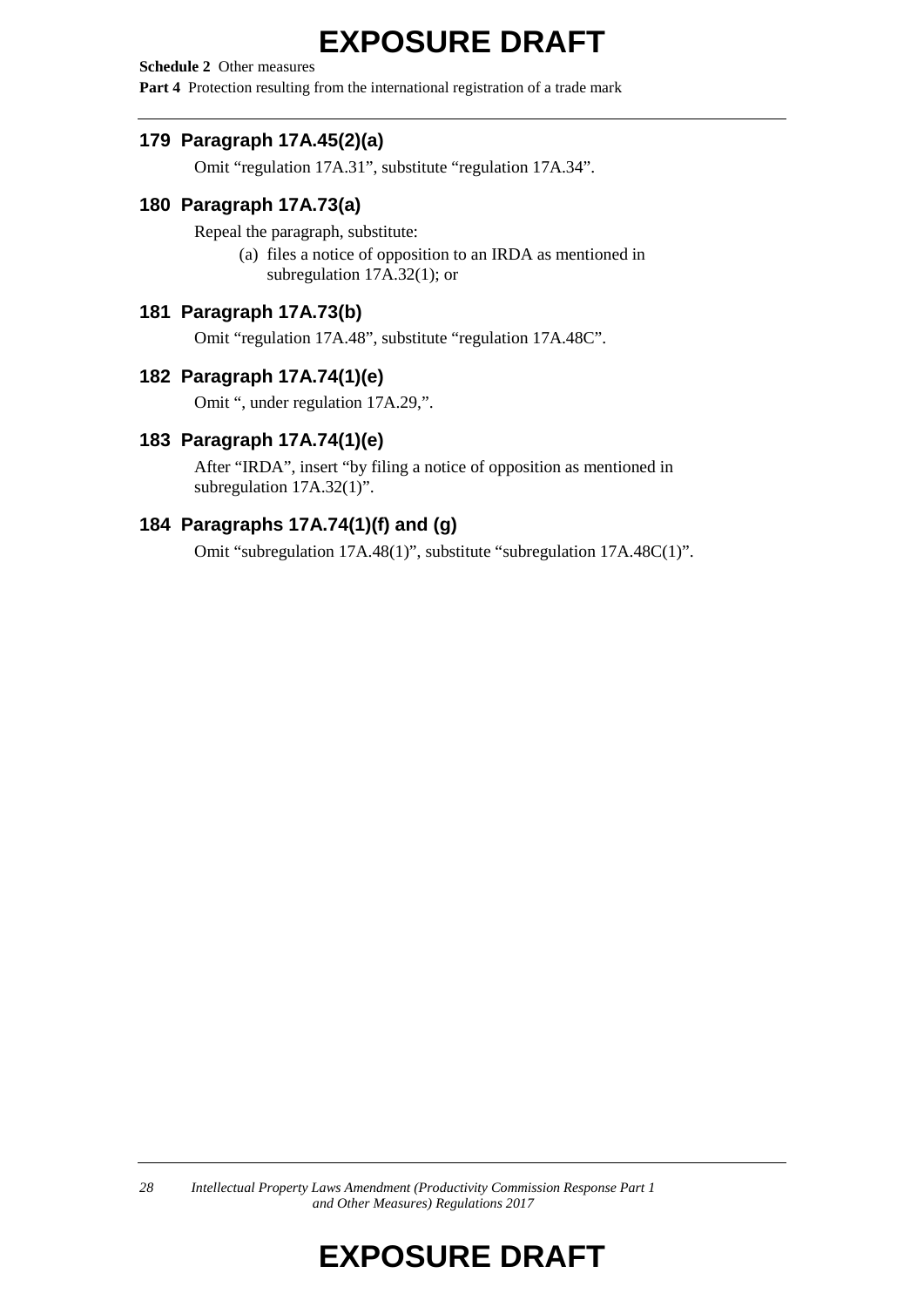## 179 Paragraph 17A.45(2)(a)

Omit "regulation 17A.31", substitute "regulation 17A.34".

## 180 Paragraph 17A.73(a)

Repeal the paragraph, substitute:

(a) files a notice of opposition to an IRDA as mentioned in subregulation 17A.32(1); or

## 181 Paragraph 17A.73(b)

Omit "regulation 17A.48", substitute "regulation 17A.48C".

## 182 Paragraph 17A.74(1)(e)

Omit ", under regulation 17A.29,".

## 183 Paragraph 17A.74(1)(e)

After "IRDA", insert "by filing a notice of opposition as mentioned in subregulation 17A.32(1)".

## 184 Paragraphs 17A.74(1)(f) and (g)

Omit "subregulation 17A.48(1)", substitute "subregulation 17A.48C(1)".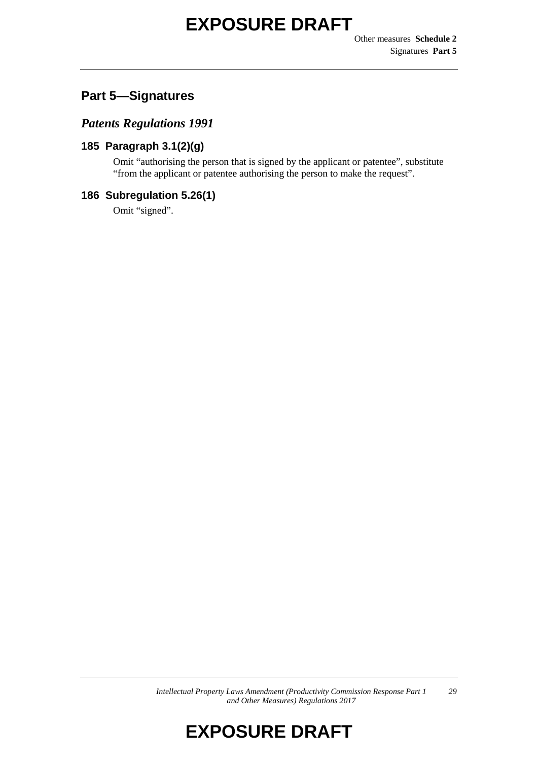## Part 5—Signatures

### *Patents Regulations 1991*

#### 185 Paragraph 3.1(2)(g)

Omit "authorising the person that is signed by the applicant or patentee", substitute "from the applicant or patentee authorising the person to make the request".

#### 186 Subregulation 5.26(1)

Omit "signed".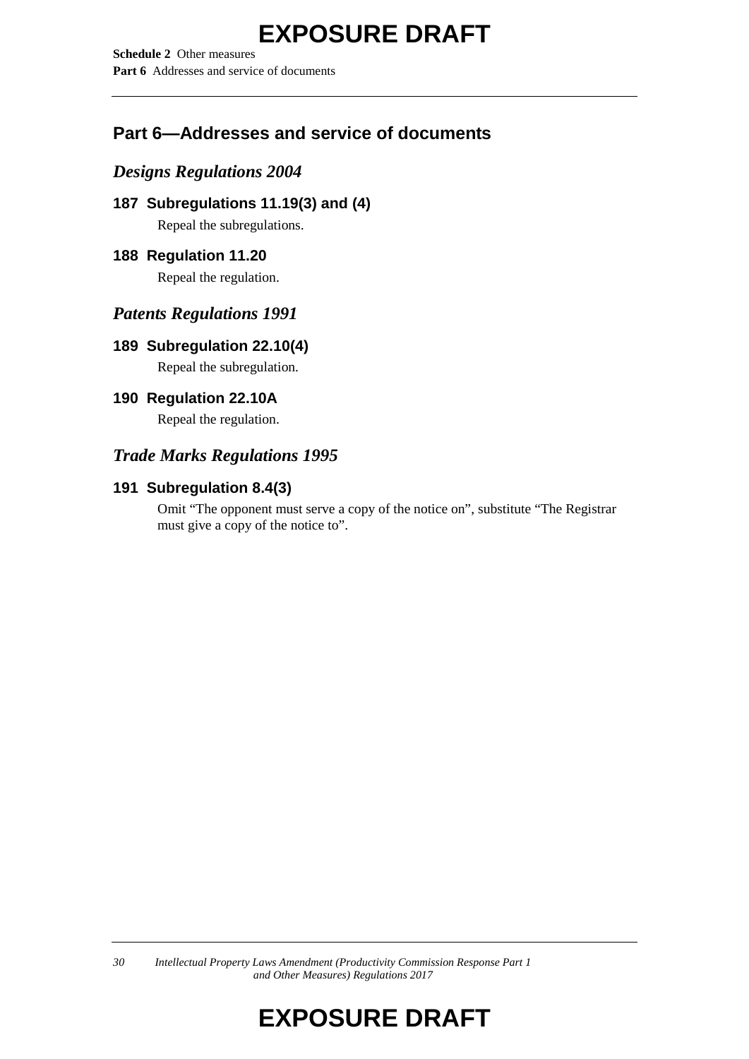## Part 6—Addresses and service of documents

### *Designs Regulations 2004*

**187 Subregulations 11.19(3) and (4)**

Repeal the subregulations.

**188 Regulation 11.20**

Repeal the regulation.

### *Patents Regulations 1991*

**189 Subregulation 22.10(4)**

Repeal the subregulation.

**190 Regulation 22.10A**

Repeal the regulation.

### *Trade Marks Regulations 1995*

**191 Subregulation 8.4(3)**

Omit "The opponent must serve a copy of the notice on", substitute "The Registrar must give a copy of the notice to".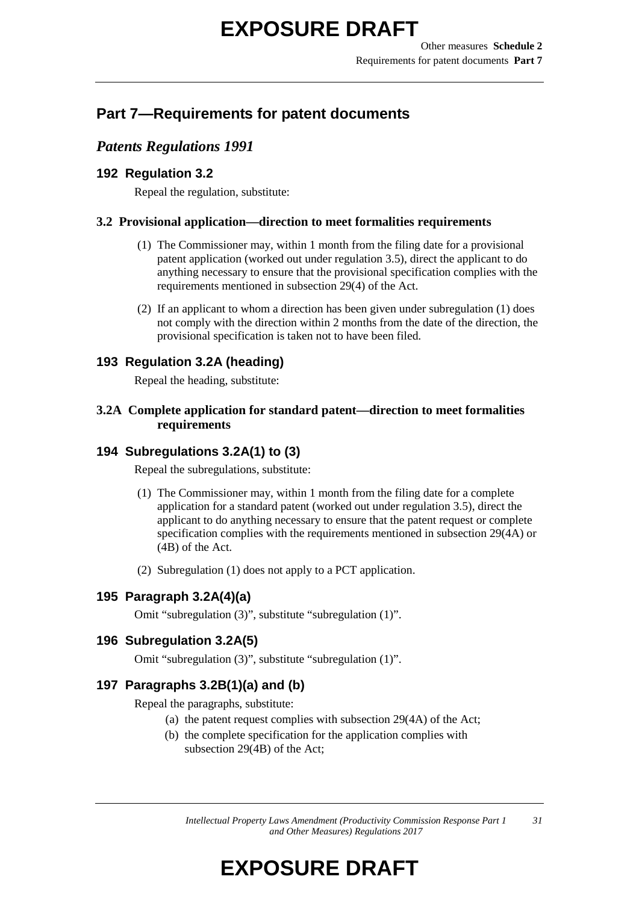## Part 7—Requirements for patent documents

### *Patents Regulations 1991*

#### 192 Regulation 3.2

Repeal the regulation, substitute:

**3.2 Provisional application—direction to meet formalities requirements**

(1) The Commissioner may, within 1 month from the filing date for a provisional patent application (worked out under regulation 3.5), direct the applicant to do anything necessary to ensure that the provisional specification complies with the requirements mentioned in subsection 29(4) of the Act.

(2) If an applicant to whom a direction has been given under subregulation (1) does not comply with the direction within 2 months from the date of the direction, the provisional specification is taken not to have been filed.

#### 193 Regulation 3.2A (heading)

Repeal the heading, substitute:

**3.2A Complete application for standard patent—direction to meet formalities requirements**

#### 194 Subregulations 3.2A(1) to (3)

Repeal the subregulations, substitute:

(1) The Commissioner may, within 1 month from the filing date for a complete application for a standard patent (worked out under regulation 3.5), direct the applicant to do anything necessary to ensure that the patent request or complete specification complies with the requirements mentioned in subsection 29(4A) or (4B) of the Act.

(2) Subregulation (1) does not apply to a PCT application.

#### 195 Paragraph 3.2A(4)(a)

Omit "subregulation (3)", substitute "subregulation (1)".

#### 196 Subregulation 3.2A(5)

Omit "subregulation (3)", substitute "subregulation (1)".

#### 197 Paragraphs 3.2B(1)(a) and (b)

Repeal the paragraphs, substitute:

(a) the patent request complies with subsection 29(4A) of the Act;

(b) the complete specification for the application complies with subsection 29(4B) of the Act;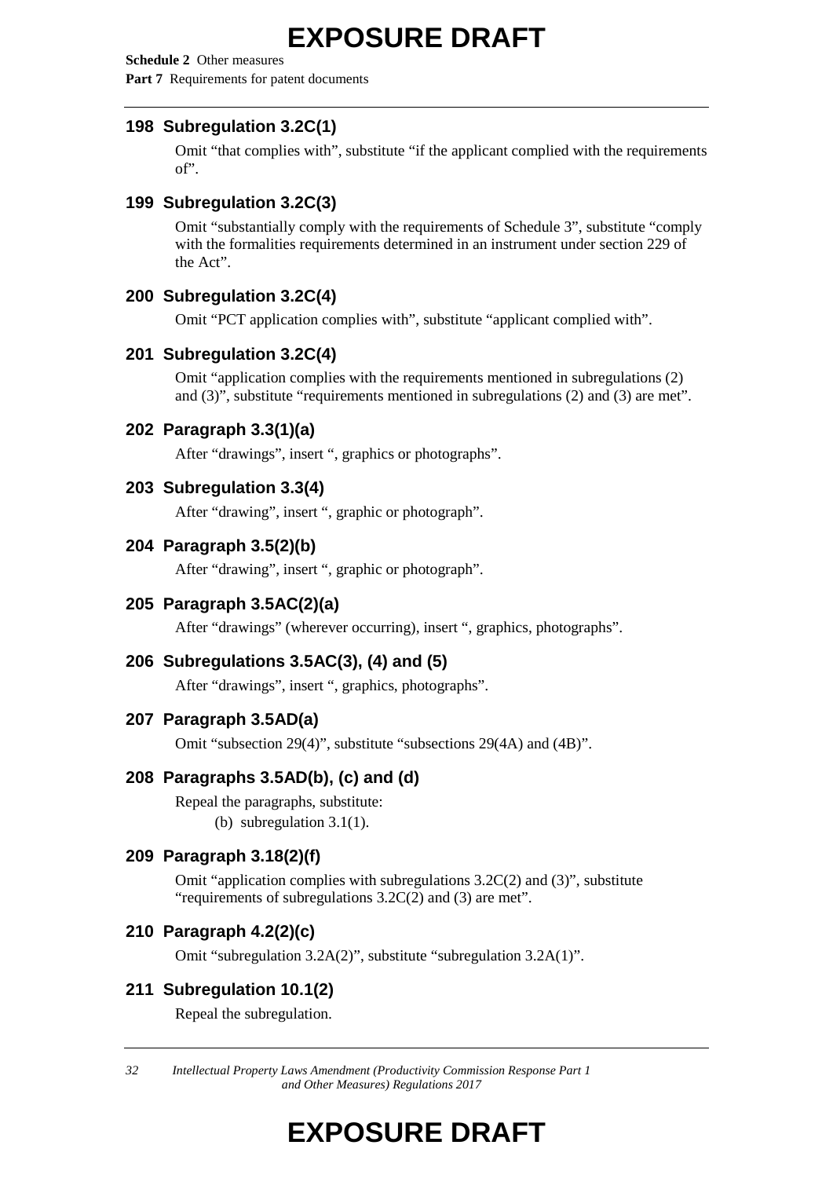### 198 Subregulation 3.2C(1)

Omit “that complies with”, substitute “if the applicant complied with the requirements of”.

### 199 Subregulation 3.2C(3)

Omit “substantially comply with the requirements of Schedule 3”, substitute “comply with the formalities requirements determined in an instrument under section 229 of the Act”.

### 200 Subregulation 3.2C(4)

Omit “PCT application complies with”, substitute “applicant complied with”.

### 201 Subregulation 3.2C(4)

Omit “application complies with the requirements mentioned in subregulations (2) and (3)”, substitute “requirements mentioned in subregulations (2) and (3) are met”.

### 202 Paragraph 3.3(1)(a)

After “drawings”, insert “, graphics or photographs”.

### 203 Subregulation 3.3(4)

After “drawing”, insert “, graphic or photograph”.

### 204 Paragraph 3.5(2)(b)

After “drawing”, insert “, graphic or photograph”.

### 205 Paragraph 3.5AC(2)(a)

After “drawings” (wherever occurring), insert “, graphics, photographs”.

### 206 Subregulations 3.5AC(3), (4) and (5)

After “drawings”, insert “, graphics, photographs”.

### 207 Paragraph 3.5AD(a)

Omit “subsection 29(4)”, substitute “subsections 29(4A) and (4B)”.

### 208 Paragraphs 3.5AD(b), (c) and (d)

Repeal the paragraphs, substitute:

(b) subregulation 3.1(1).

### 209 Paragraph 3.18(2)(f)

Omit “application complies with subregulations 3.2C(2) and (3)”, substitute “requirements of subregulations 3.2C(2) and (3) are met”.

### 210 Paragraph 4.2(2)(c)

Omit “subregulation 3.2A(2)”, substitute “subregulation 3.2A(1)”.

### 211 Subregulation 10.1(2)

Repeal the subregulation.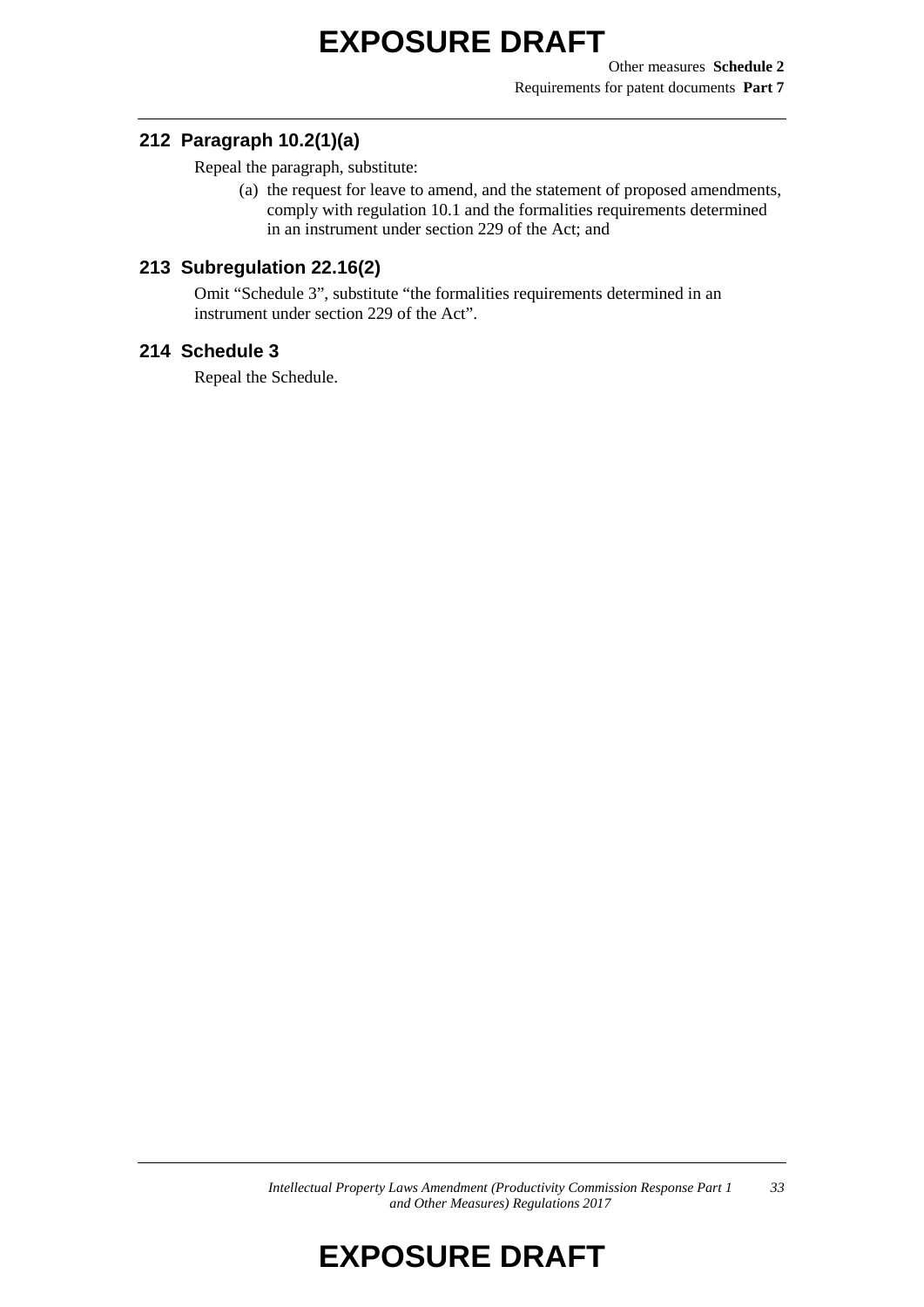## 212 Paragraph 10.2(1)(a)

Repeal the paragraph, substitute:

(a) the request for leave to amend, and the statement of proposed amendments, comply with regulation 10.1 and the formalities requirements determined in an instrument under section 229 of the Act; and

## 213 Subregulation 22.16(2)

Omit “Schedule 3”, substitute “the formalities requirements determined in an instrument under section 229 of the Act”.

## 214 Schedule 3

Repeal the Schedule.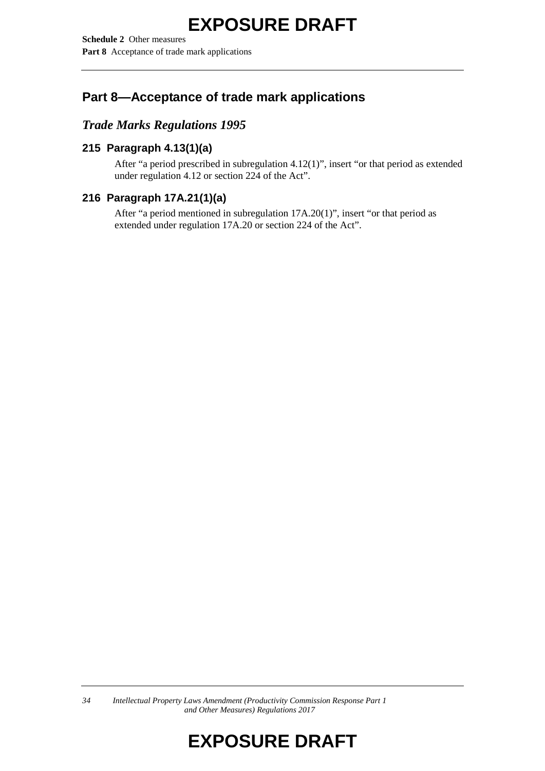## Part 8—Acceptance of trade mark applications

### *Trade Marks Regulations 1995*

#### 215 Paragraph 4.13(1)(a)

After "a period prescribed in subregulation 4.12(1)", insert "or that period as extended under regulation 4.12 or section 224 of the Act".

#### 216 Paragraph 17A.21(1)(a)

After "a period mentioned in subregulation 17A.20(1)", insert "or that period as extended under regulation 17A.20 or section 224 of the Act".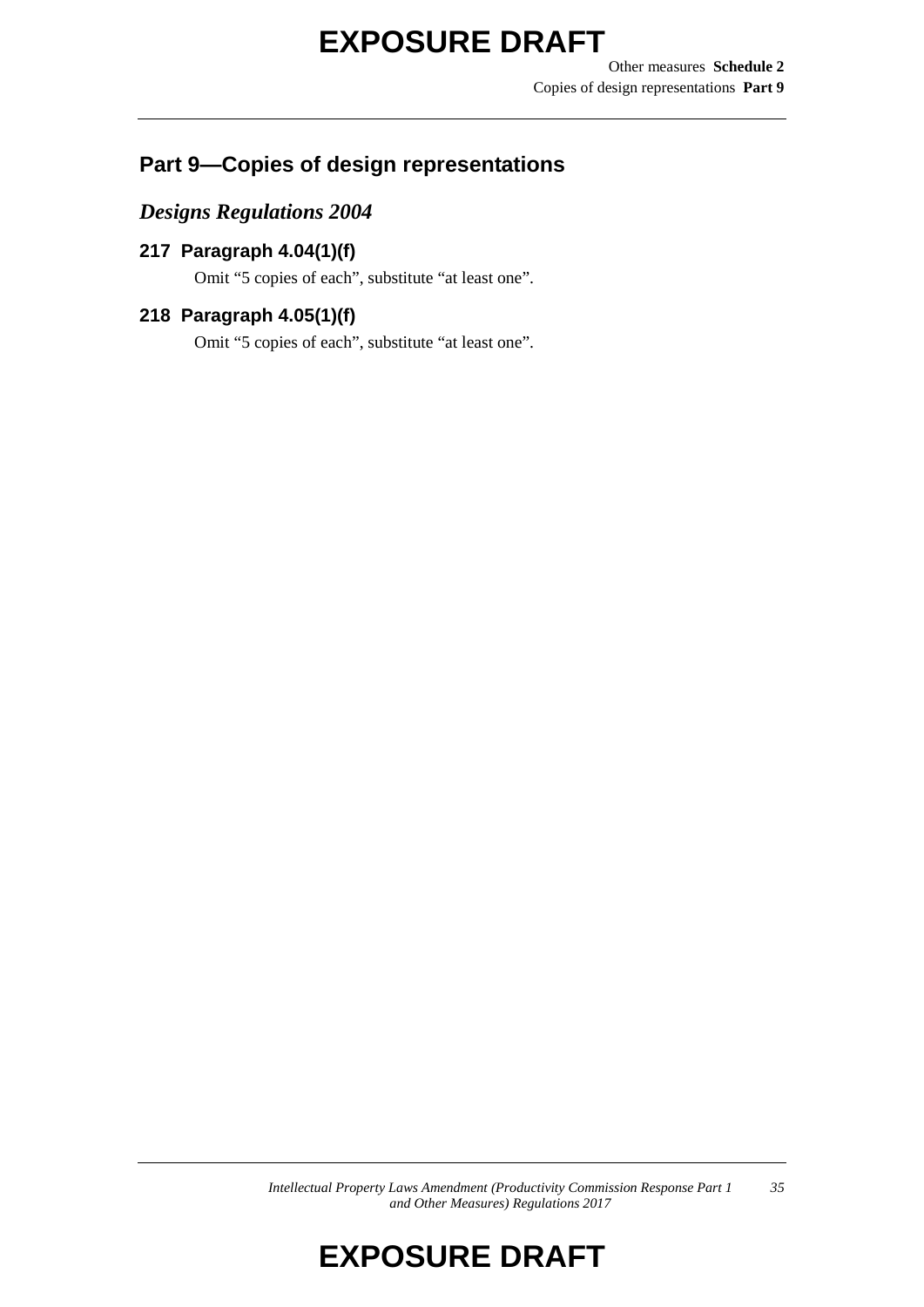## Part 9—Copies of design representations

### *Designs Regulations 2004*

#### 217 Paragraph 4.04(1)(f)

Omit “5 copies of each”, substitute “at least one”.

#### 218 Paragraph 4.05(1)(f)

Omit “5 copies of each”, substitute “at least one”.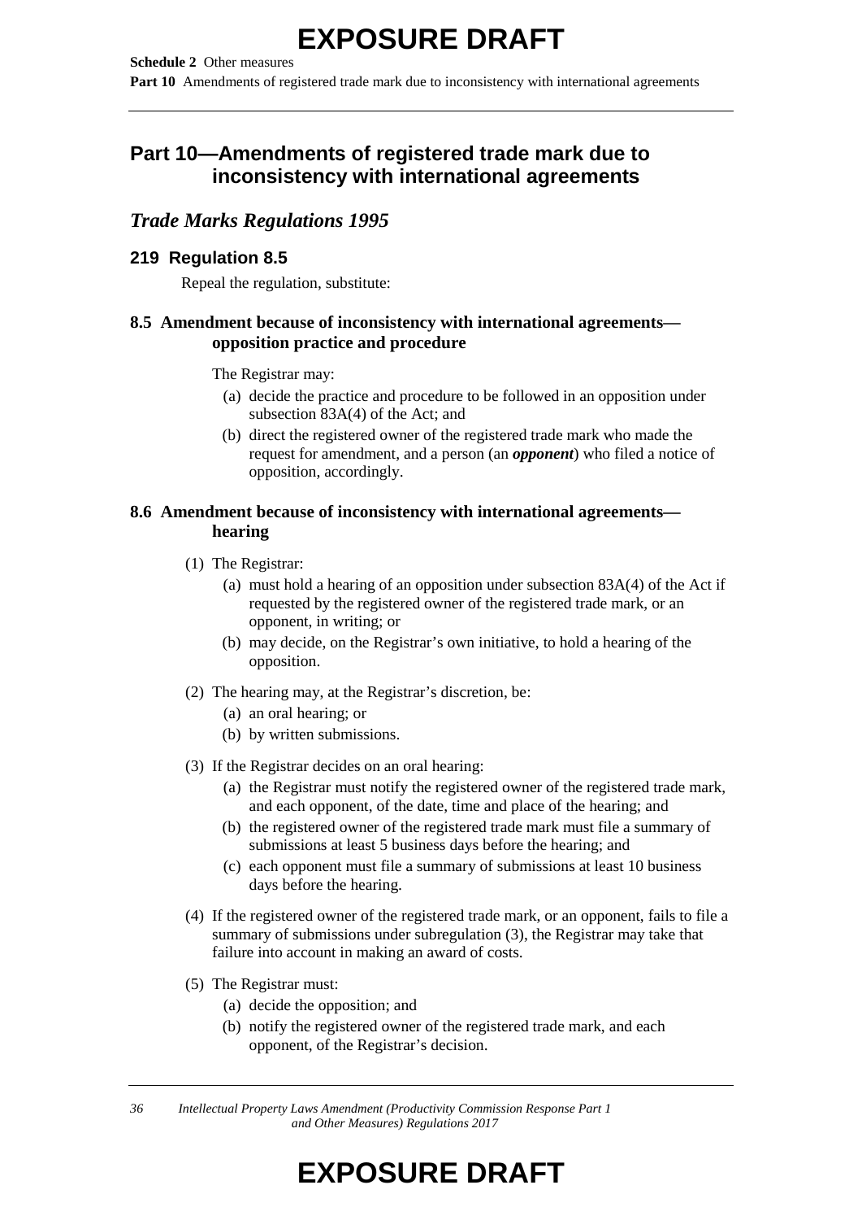## Part 10—Amendments of registered trade mark due to inconsistency with international agreements

### *Trade Marks Regulations 1995*

#### 219 Regulation 8.5

Repeal the regulation, substitute:

**8.5 Amendment because of inconsistency with international agreements—opposition practice and procedure**

The Registrar may:

(a) decide the practice and procedure to be followed in an opposition under subsection 83A(4) of the Act; and

(b) direct the registered owner of the registered trade mark who made the request for amendment, and a person (an ***opponent***) who filed a notice of opposition, accordingly.

**8.6 Amendment because of inconsistency with international agreements—hearing**

(1) The Registrar:

(a) must hold a hearing of an opposition under subsection 83A(4) of the Act if requested by the registered owner of the registered trade mark, or an opponent, in writing; or

(b) may decide, on the Registrar's own initiative, to hold a hearing of the opposition.

(2) The hearing may, at the Registrar's discretion, be:

(a) an oral hearing; or

(b) by written submissions.

(3) If the Registrar decides on an oral hearing:

(a) the Registrar must notify the registered owner of the registered trade mark, and each opponent, of the date, time and place of the hearing; and

(b) the registered owner of the registered trade mark must file a summary of submissions at least 5 business days before the hearing; and

(c) each opponent must file a summary of submissions at least 10 business days before the hearing.

(4) If the registered owner of the registered trade mark, or an opponent, fails to file a summary of submissions under subregulation (3), the Registrar may take that failure into account in making an award of costs.

(5) The Registrar must:

(a) decide the opposition; and

(b) notify the registered owner of the registered trade mark, and each opponent, of the Registrar's decision.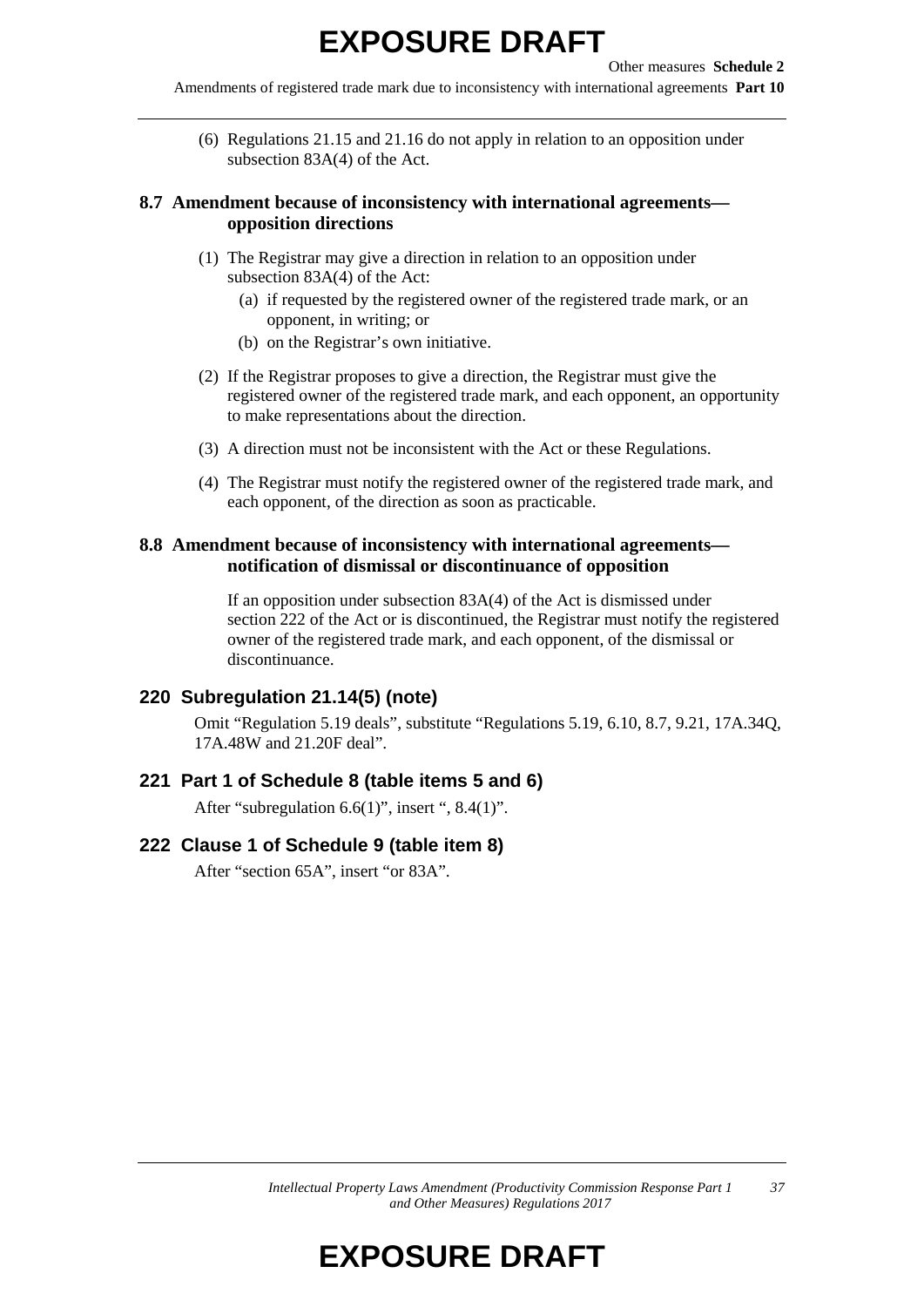(6) Regulations 21.15 and 21.16 do not apply in relation to an opposition under subsection 83A(4) of the Act.

### 8.7 Amendment because of inconsistency with international agreements—opposition directions

(1) The Registrar may give a direction in relation to an opposition under subsection 83A(4) of the Act:

- (a) if requested by the registered owner of the registered trade mark, or an opponent, in writing; or
- (b) on the Registrar's own initiative.

(2) If the Registrar proposes to give a direction, the Registrar must give the registered owner of the registered trade mark, and each opponent, an opportunity to make representations about the direction.

(3) A direction must not be inconsistent with the Act or these Regulations.

(4) The Registrar must notify the registered owner of the registered trade mark, and each opponent, of the direction as soon as practicable.

### 8.8 Amendment because of inconsistency with international agreements—notification of dismissal or discontinuance of opposition

If an opposition under subsection 83A(4) of the Act is dismissed under section 222 of the Act or is discontinued, the Registrar must notify the registered owner of the registered trade mark, and each opponent, of the dismissal or discontinuance.

## 220 Subregulation 21.14(5) (note)

Omit "Regulation 5.19 deals", substitute "Regulations 5.19, 6.10, 8.7, 9.21, 17A.34Q, 17A.48W and 21.20F deal".

## 221 Part 1 of Schedule 8 (table items 5 and 6)

After "subregulation 6.6(1)", insert ", 8.4(1)".

## 222 Clause 1 of Schedule 9 (table item 8)

After "section 65A", insert "or 83A".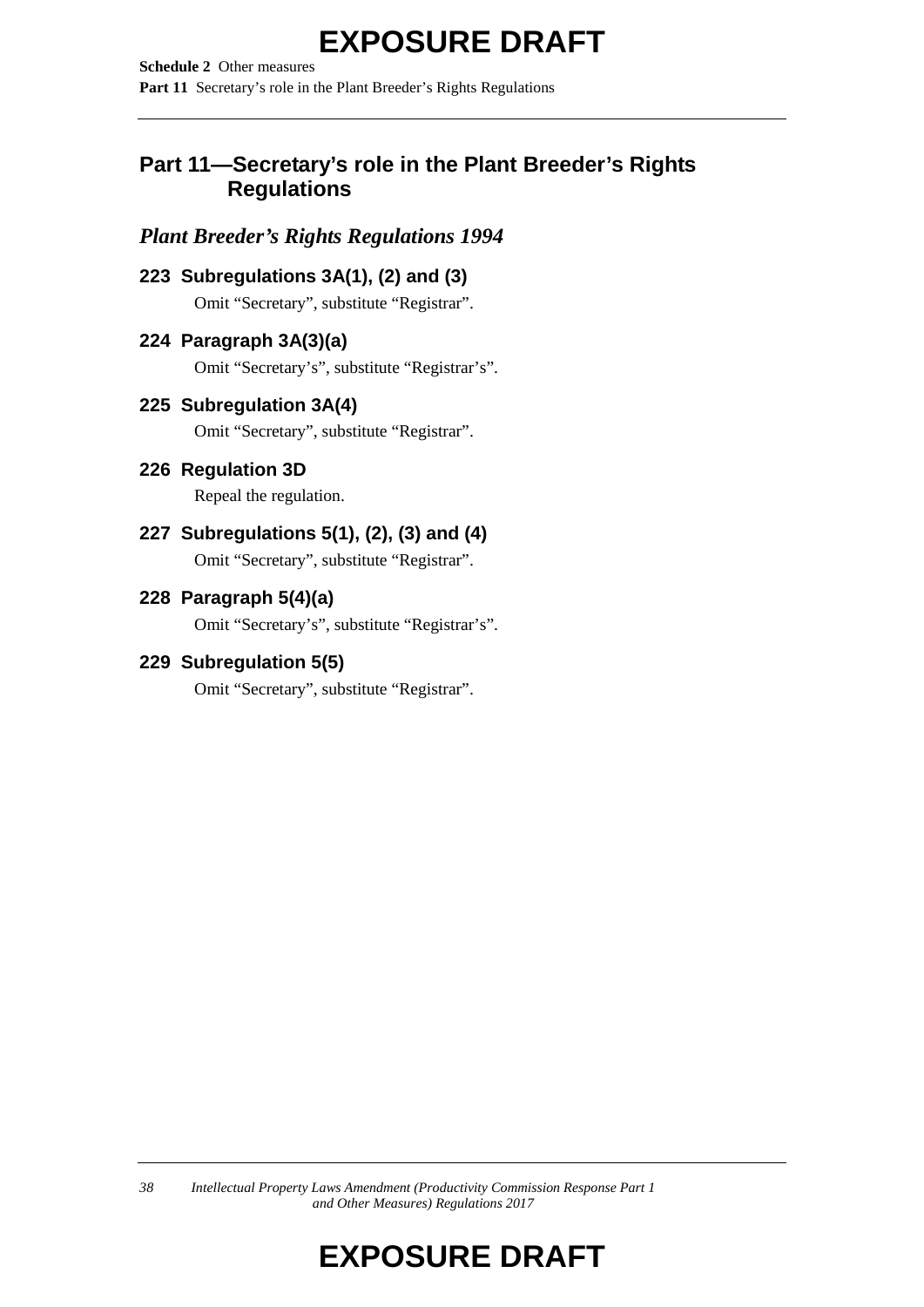## Part 11—Secretary's role in the Plant Breeder's Rights Regulations

### *Plant Breeder's Rights Regulations 1994*

#### 223 Subregulations 3A(1), (2) and (3)

Omit "Secretary", substitute "Registrar".

#### 224 Paragraph 3A(3)(a)

Omit "Secretary's", substitute "Registrar's".

#### 225 Subregulation 3A(4)

Omit "Secretary", substitute "Registrar".

#### 226 Regulation 3D

Repeal the regulation.

#### 227 Subregulations 5(1), (2), (3) and (4)

Omit "Secretary", substitute "Registrar".

#### 228 Paragraph 5(4)(a)

Omit "Secretary's", substitute "Registrar's".

#### 229 Subregulation 5(5)

Omit "Secretary", substitute "Registrar".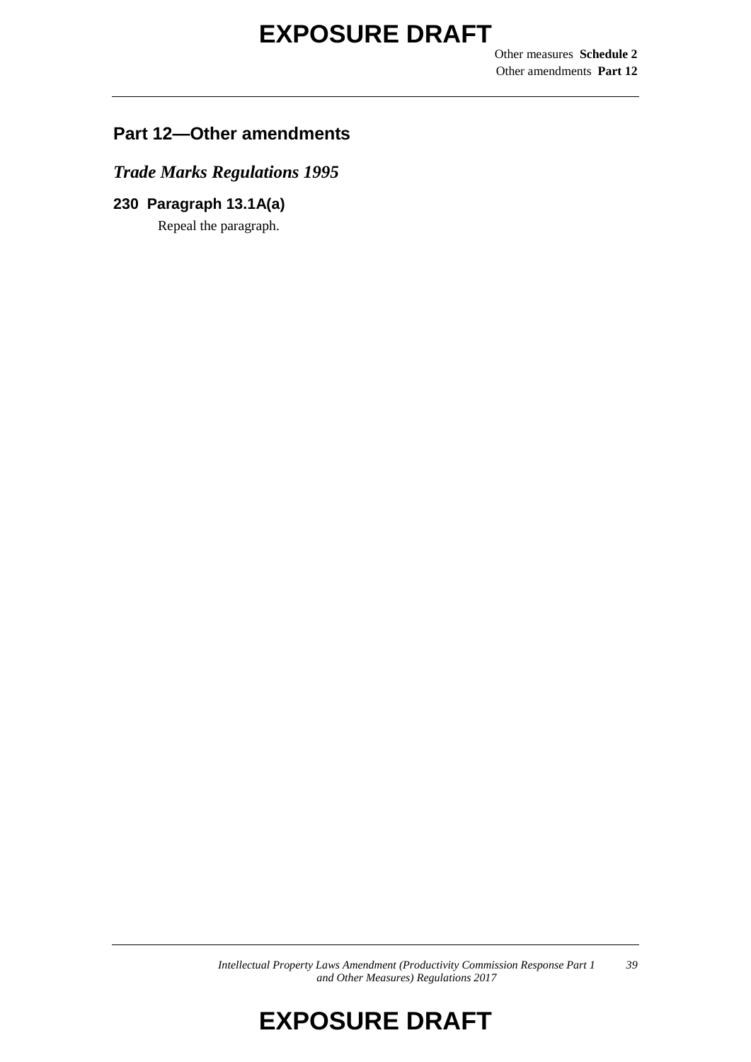## Part 12—Other amendments

### *Trade Marks Regulations 1995*

#### 230 Paragraph 13.1A(a)

Repeal the paragraph.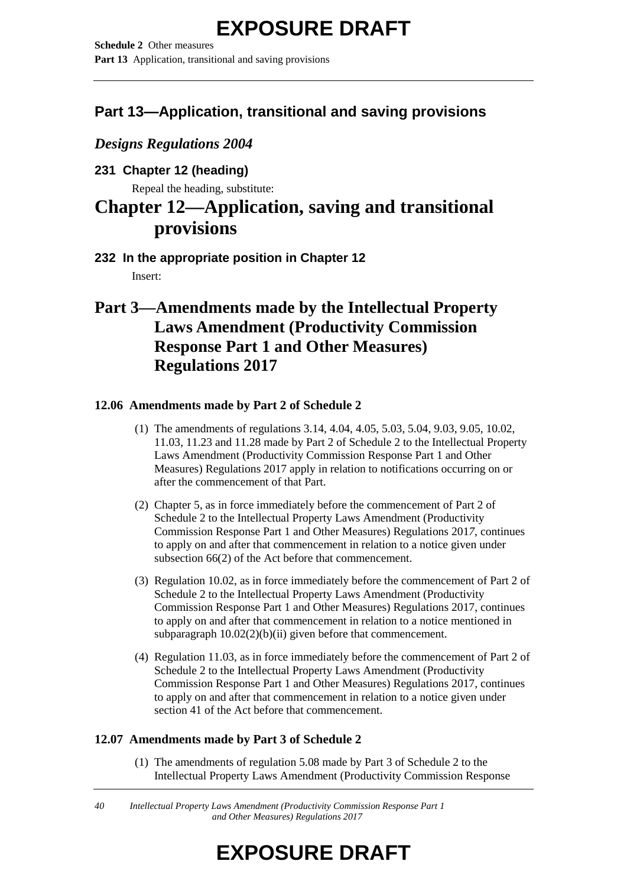## Part 13—Application, transitional and saving provisions

### *Designs Regulations 2004*

**231 Chapter 12 (heading)**

Repeal the heading, substitute:

# Chapter 12—Application, saving and transitional provisions

**232 In the appropriate position in Chapter 12**

Insert:

## Part 3—Amendments made by the Intellectual Property Laws Amendment (Productivity Commission Response Part 1 and Other Measures) Regulations 2017

**12.06 Amendments made by Part 2 of Schedule 2**

(1) The amendments of regulations 3.14, 4.04, 4.05, 5.03, 5.04, 9.03, 9.05, 10.02, 11.03, 11.23 and 11.28 made by Part 2 of Schedule 2 to the Intellectual Property Laws Amendment (Productivity Commission Response Part 1 and Other Measures) Regulations 2017 apply in relation to notifications occurring on or after the commencement of that Part.

(2) Chapter 5, as in force immediately before the commencement of Part 2 of Schedule 2 to the Intellectual Property Laws Amendment (Productivity Commission Response Part 1 and Other Measures) Regulations 2017, continues to apply on and after that commencement in relation to a notice given under subsection 66(2) of the Act before that commencement.

(3) Regulation 10.02, as in force immediately before the commencement of Part 2 of Schedule 2 to the Intellectual Property Laws Amendment (Productivity Commission Response Part 1 and Other Measures) Regulations 2017, continues to apply on and after that commencement in relation to a notice mentioned in subparagraph 10.02(2)(b)(ii) given before that commencement.

(4) Regulation 11.03, as in force immediately before the commencement of Part 2 of Schedule 2 to the Intellectual Property Laws Amendment (Productivity Commission Response Part 1 and Other Measures) Regulations 2017, continues to apply on and after that commencement in relation to a notice given under section 41 of the Act before that commencement.

**12.07 Amendments made by Part 3 of Schedule 2**

(1) The amendments of regulation 5.08 made by Part 3 of Schedule 2 to the Intellectual Property Laws Amendment (Productivity Commission Response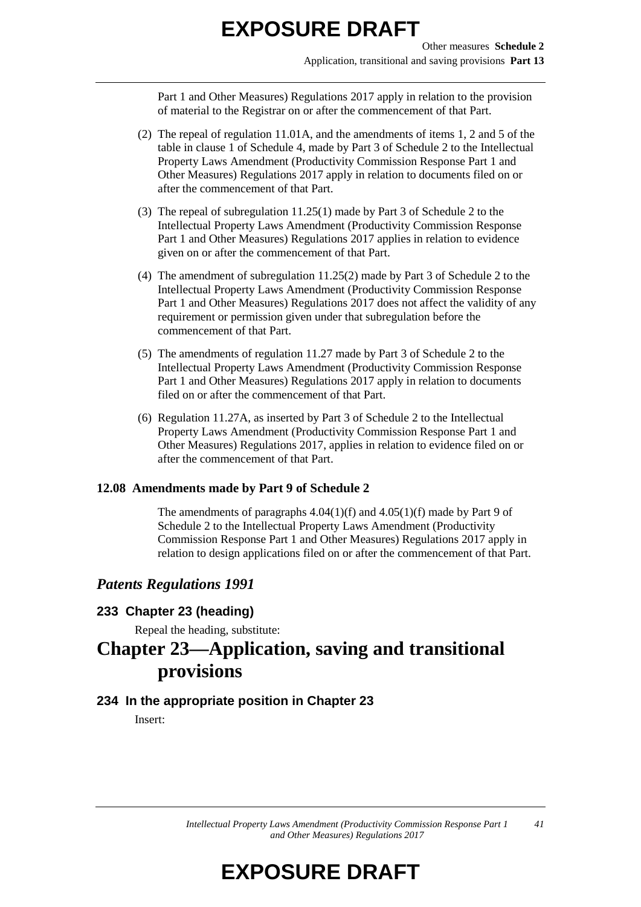Part 1 and Other Measures) Regulations 2017 apply in relation to the provision of material to the Registrar on or after the commencement of that Part.

(2) The repeal of regulation 11.01A, and the amendments of items 1, 2 and 5 of the table in clause 1 of Schedule 4, made by Part 3 of Schedule 2 to the Intellectual Property Laws Amendment (Productivity Commission Response Part 1 and Other Measures) Regulations 2017 apply in relation to documents filed on or after the commencement of that Part.

(3) The repeal of subregulation 11.25(1) made by Part 3 of Schedule 2 to the Intellectual Property Laws Amendment (Productivity Commission Response Part 1 and Other Measures) Regulations 2017 applies in relation to evidence given on or after the commencement of that Part.

(4) The amendment of subregulation 11.25(2) made by Part 3 of Schedule 2 to the Intellectual Property Laws Amendment (Productivity Commission Response Part 1 and Other Measures) Regulations 2017 does not affect the validity of any requirement or permission given under that subregulation before the commencement of that Part.

(5) The amendments of regulation 11.27 made by Part 3 of Schedule 2 to the Intellectual Property Laws Amendment (Productivity Commission Response Part 1 and Other Measures) Regulations 2017 apply in relation to documents filed on or after the commencement of that Part.

(6) Regulation 11.27A, as inserted by Part 3 of Schedule 2 to the Intellectual Property Laws Amendment (Productivity Commission Response Part 1 and Other Measures) Regulations 2017, applies in relation to evidence filed on or after the commencement of that Part.

**12.08 Amendments made by Part 9 of Schedule 2**

The amendments of paragraphs 4.04(1)(f) and 4.05(1)(f) made by Part 9 of Schedule 2 to the Intellectual Property Laws Amendment (Productivity Commission Response Part 1 and Other Measures) Regulations 2017 apply in relation to design applications filed on or after the commencement of that Part.

## *Patents Regulations 1991*

### 233 Chapter 23 (heading)

Repeal the heading, substitute:

# Chapter 23—Application, saving and transitional provisions

### 234 In the appropriate position in Chapter 23

Insert: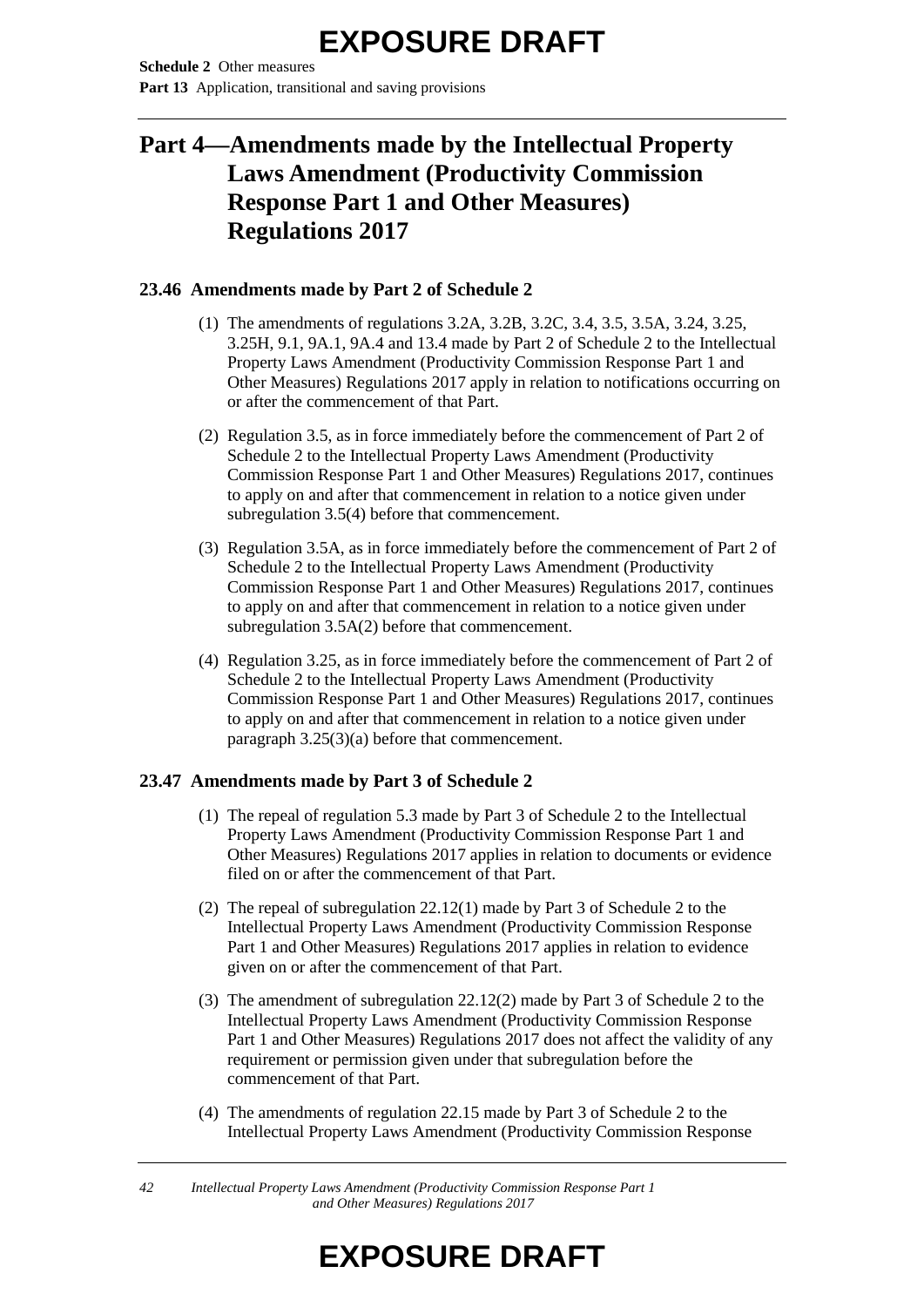# Part 4—Amendments made by the Intellectual Property Laws Amendment (Productivity Commission Response Part 1 and Other Measures) Regulations 2017

### 23.46 Amendments made by Part 2 of Schedule 2

(1) The amendments of regulations 3.2A, 3.2B, 3.2C, 3.4, 3.5, 3.5A, 3.24, 3.25, 3.25H, 9.1, 9A.1, 9A.4 and 13.4 made by Part 2 of Schedule 2 to the Intellectual Property Laws Amendment (Productivity Commission Response Part 1 and Other Measures) Regulations 2017 apply in relation to notifications occurring on or after the commencement of that Part.

(2) Regulation 3.5, as in force immediately before the commencement of Part 2 of Schedule 2 to the Intellectual Property Laws Amendment (Productivity Commission Response Part 1 and Other Measures) Regulations 2017, continues to apply on and after that commencement in relation to a notice given under subregulation 3.5(4) before that commencement.

(3) Regulation 3.5A, as in force immediately before the commencement of Part 2 of Schedule 2 to the Intellectual Property Laws Amendment (Productivity Commission Response Part 1 and Other Measures) Regulations 2017, continues to apply on and after that commencement in relation to a notice given under subregulation 3.5A(2) before that commencement.

(4) Regulation 3.25, as in force immediately before the commencement of Part 2 of Schedule 2 to the Intellectual Property Laws Amendment (Productivity Commission Response Part 1 and Other Measures) Regulations 2017, continues to apply on and after that commencement in relation to a notice given under paragraph 3.25(3)(a) before that commencement.

### 23.47 Amendments made by Part 3 of Schedule 2

(1) The repeal of regulation 5.3 made by Part 3 of Schedule 2 to the Intellectual Property Laws Amendment (Productivity Commission Response Part 1 and Other Measures) Regulations 2017 applies in relation to documents or evidence filed on or after the commencement of that Part.

(2) The repeal of subregulation 22.12(1) made by Part 3 of Schedule 2 to the Intellectual Property Laws Amendment (Productivity Commission Response Part 1 and Other Measures) Regulations 2017 applies in relation to evidence given on or after the commencement of that Part.

(3) The amendment of subregulation 22.12(2) made by Part 3 of Schedule 2 to the Intellectual Property Laws Amendment (Productivity Commission Response Part 1 and Other Measures) Regulations 2017 does not affect the validity of any requirement or permission given under that subregulation before the commencement of that Part.

(4) The amendments of regulation 22.15 made by Part 3 of Schedule 2 to the Intellectual Property Laws Amendment (Productivity Commission Response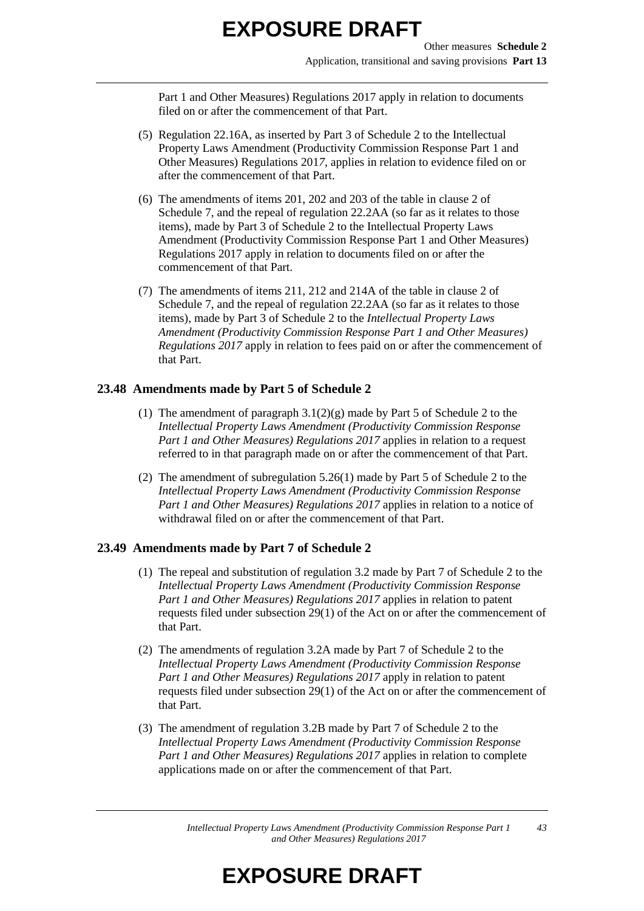Part 1 and Other Measures) Regulations 2017 apply in relation to documents filed on or after the commencement of that Part.

(5) Regulation 22.16A, as inserted by Part 3 of Schedule 2 to the Intellectual Property Laws Amendment (Productivity Commission Response Part 1 and Other Measures) Regulations 2017, applies in relation to evidence filed on or after the commencement of that Part.

(6) The amendments of items 201, 202 and 203 of the table in clause 2 of Schedule 7, and the repeal of regulation 22.2AA (so far as it relates to those items), made by Part 3 of Schedule 2 to the Intellectual Property Laws Amendment (Productivity Commission Response Part 1 and Other Measures) Regulations 2017 apply in relation to documents filed on or after the commencement of that Part.

(7) The amendments of items 211, 212 and 214A of the table in clause 2 of Schedule 7, and the repeal of regulation 22.2AA (so far as it relates to those items), made by Part 3 of Schedule 2 to the *Intellectual Property Laws Amendment (Productivity Commission Response Part 1 and Other Measures) Regulations 2017* apply in relation to fees paid on or after the commencement of that Part.

### 23.48 Amendments made by Part 5 of Schedule 2

(1) The amendment of paragraph 3.1(2)(g) made by Part 5 of Schedule 2 to the *Intellectual Property Laws Amendment (Productivity Commission Response Part 1 and Other Measures) Regulations 2017* applies in relation to a request referred to in that paragraph made on or after the commencement of that Part.

(2) The amendment of subregulation 5.26(1) made by Part 5 of Schedule 2 to the *Intellectual Property Laws Amendment (Productivity Commission Response Part 1 and Other Measures) Regulations 2017* applies in relation to a notice of withdrawal filed on or after the commencement of that Part.

### 23.49 Amendments made by Part 7 of Schedule 2

(1) The repeal and substitution of regulation 3.2 made by Part 7 of Schedule 2 to the *Intellectual Property Laws Amendment (Productivity Commission Response Part 1 and Other Measures) Regulations 2017* applies in relation to patent requests filed under subsection 29(1) of the Act on or after the commencement of that Part.

(2) The amendments of regulation 3.2A made by Part 7 of Schedule 2 to the *Intellectual Property Laws Amendment (Productivity Commission Response Part 1 and Other Measures) Regulations 2017* apply in relation to patent requests filed under subsection 29(1) of the Act on or after the commencement of that Part.

(3) The amendment of regulation 3.2B made by Part 7 of Schedule 2 to the *Intellectual Property Laws Amendment (Productivity Commission Response Part 1 and Other Measures) Regulations 2017* applies in relation to complete applications made on or after the commencement of that Part.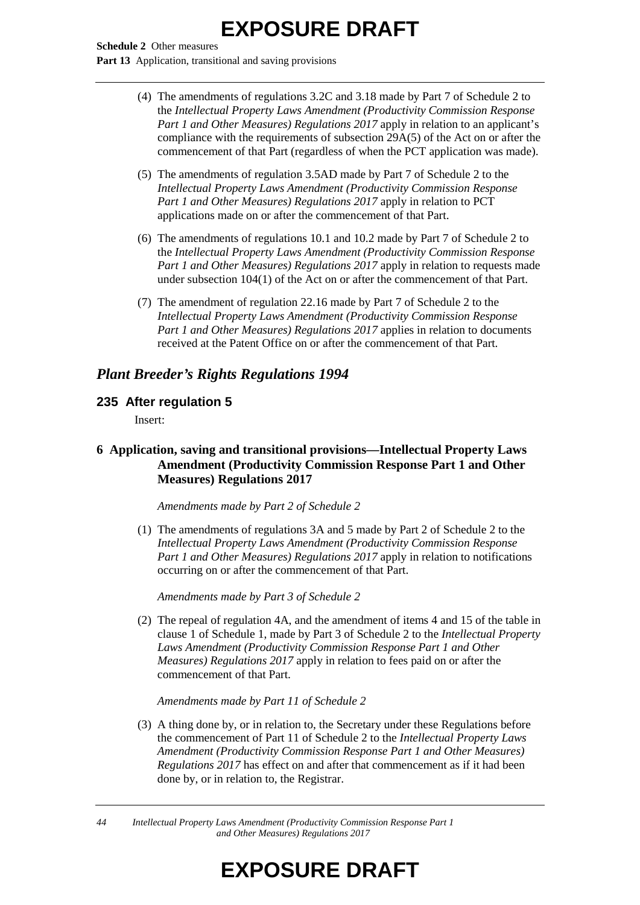(4) The amendments of regulations 3.2C and 3.18 made by Part 7 of Schedule 2 to the *Intellectual Property Laws Amendment (Productivity Commission Response Part 1 and Other Measures) Regulations 2017* apply in relation to an applicant's compliance with the requirements of subsection 29A(5) of the Act on or after the commencement of that Part (regardless of when the PCT application was made).

(5) The amendments of regulation 3.5AD made by Part 7 of Schedule 2 to the *Intellectual Property Laws Amendment (Productivity Commission Response Part 1 and Other Measures) Regulations 2017* apply in relation to PCT applications made on or after the commencement of that Part.

(6) The amendments of regulations 10.1 and 10.2 made by Part 7 of Schedule 2 to the *Intellectual Property Laws Amendment (Productivity Commission Response Part 1 and Other Measures) Regulations 2017* apply in relation to requests made under subsection 104(1) of the Act on or after the commencement of that Part.

(7) The amendment of regulation 22.16 made by Part 7 of Schedule 2 to the *Intellectual Property Laws Amendment (Productivity Commission Response Part 1 and Other Measures) Regulations 2017* applies in relation to documents received at the Patent Office on or after the commencement of that Part.

## *Plant Breeder's Rights Regulations 1994*

### 235 After regulation 5

Insert:

### 6 Application, saving and transitional provisions—Intellectual Property Laws Amendment (Productivity Commission Response Part 1 and Other Measures) Regulations 2017

*Amendments made by Part 2 of Schedule 2*

(1) The amendments of regulations 3A and 5 made by Part 2 of Schedule 2 to the *Intellectual Property Laws Amendment (Productivity Commission Response Part 1 and Other Measures) Regulations 2017* apply in relation to notifications occurring on or after the commencement of that Part.

*Amendments made by Part 3 of Schedule 2*

(2) The repeal of regulation 4A, and the amendment of items 4 and 15 of the table in clause 1 of Schedule 1, made by Part 3 of Schedule 2 to the *Intellectual Property Laws Amendment (Productivity Commission Response Part 1 and Other Measures) Regulations 2017* apply in relation to fees paid on or after the commencement of that Part.

*Amendments made by Part 11 of Schedule 2*

(3) A thing done by, or in relation to, the Secretary under these Regulations before the commencement of Part 11 of Schedule 2 to the *Intellectual Property Laws Amendment (Productivity Commission Response Part 1 and Other Measures) Regulations 2017* has effect on and after that commencement as if it had been done by, or in relation to, the Registrar.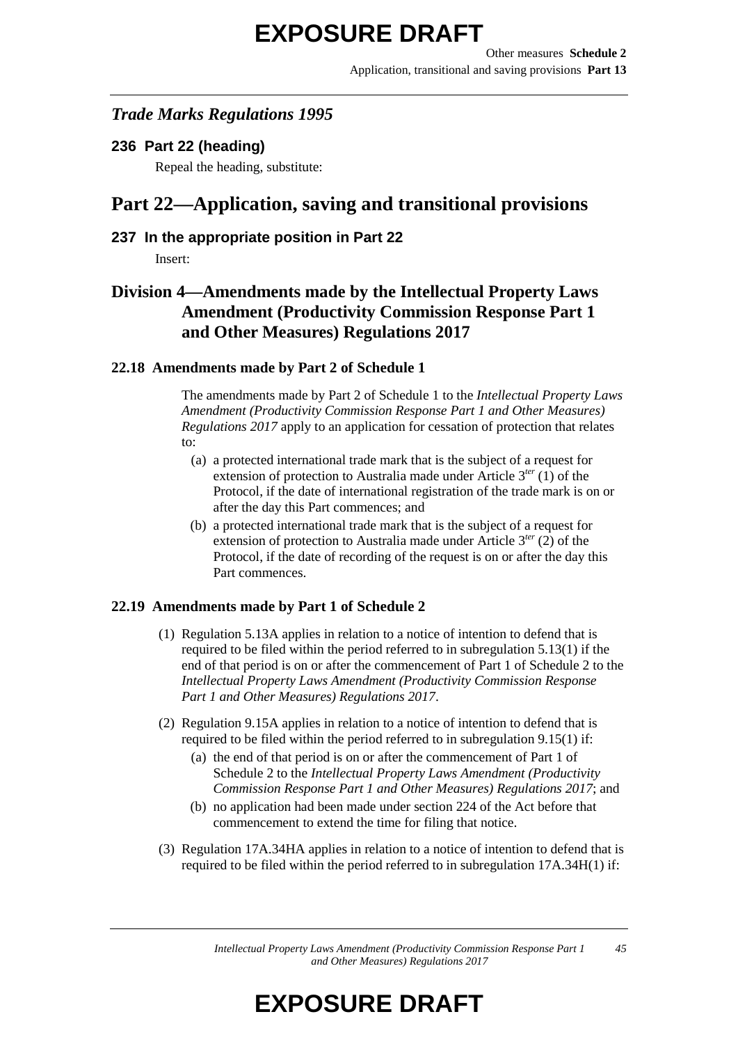## *Trade Marks Regulations 1995*

### 236 Part 22 (heading)

Repeal the heading, substitute:

# Part 22—Application, saving and transitional provisions

### 237 In the appropriate position in Part 22

Insert:

## Division 4—Amendments made by the Intellectual Property Laws Amendment (Productivity Commission Response Part 1 and Other Measures) Regulations 2017

### 22.18 Amendments made by Part 2 of Schedule 1

The amendments made by Part 2 of Schedule 1 to the *Intellectual Property Laws Amendment (Productivity Commission Response Part 1 and Other Measures) Regulations 2017* apply to an application for cessation of protection that relates to:

- (a) a protected international trade mark that is the subject of a request for extension of protection to Australia made under Article 3*ter* (1) of the Protocol, if the date of international registration of the trade mark is on or after the day this Part commences; and
- (b) a protected international trade mark that is the subject of a request for extension of protection to Australia made under Article 3*ter* (2) of the Protocol, if the date of recording of the request is on or after the day this Part commences.

### 22.19 Amendments made by Part 1 of Schedule 2

(1) Regulation 5.13A applies in relation to a notice of intention to defend that is required to be filed within the period referred to in subregulation 5.13(1) if the end of that period is on or after the commencement of Part 1 of Schedule 2 to the *Intellectual Property Laws Amendment (Productivity Commission Response Part 1 and Other Measures) Regulations 2017*.

(2) Regulation 9.15A applies in relation to a notice of intention to defend that is required to be filed within the period referred to in subregulation 9.15(1) if:

- (a) the end of that period is on or after the commencement of Part 1 of Schedule 2 to the *Intellectual Property Laws Amendment (Productivity Commission Response Part 1 and Other Measures) Regulations 2017*; and
- (b) no application had been made under section 224 of the Act before that commencement to extend the time for filing that notice.

(3) Regulation 17A.34HA applies in relation to a notice of intention to defend that is required to be filed within the period referred to in subregulation 17A.34H(1) if: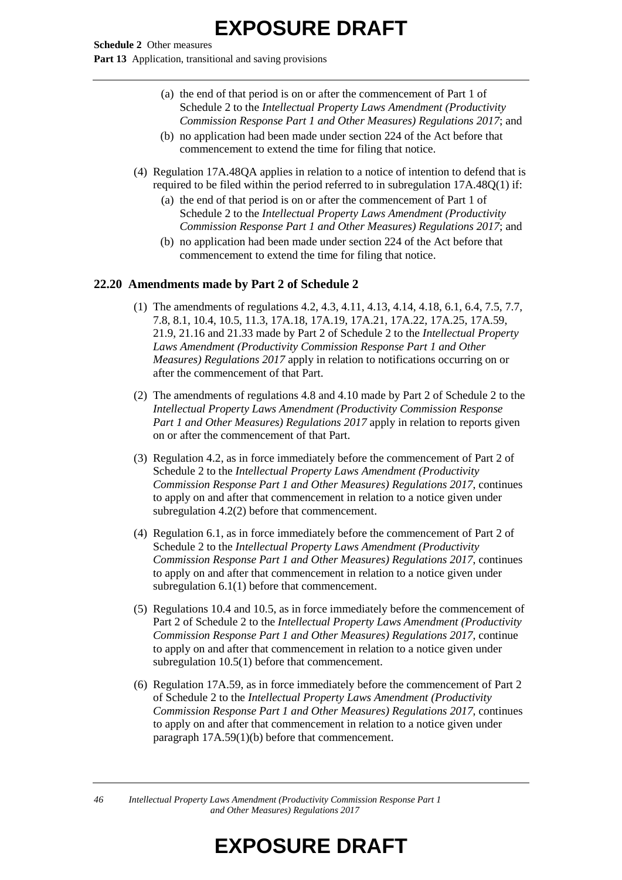(a) the end of that period is on or after the commencement of Part 1 of Schedule 2 to the *Intellectual Property Laws Amendment (Productivity Commission Response Part 1 and Other Measures) Regulations 2017*; and

(b) no application had been made under section 224 of the Act before that commencement to extend the time for filing that notice.

(4) Regulation 17A.48QA applies in relation to a notice of intention to defend that is required to be filed within the period referred to in subregulation 17A.48Q(1) if:

(a) the end of that period is on or after the commencement of Part 1 of Schedule 2 to the *Intellectual Property Laws Amendment (Productivity Commission Response Part 1 and Other Measures) Regulations 2017*; and

(b) no application had been made under section 224 of the Act before that commencement to extend the time for filing that notice.

### 22.20 Amendments made by Part 2 of Schedule 2

(1) The amendments of regulations 4.2, 4.3, 4.11, 4.13, 4.14, 4.18, 6.1, 6.4, 7.5, 7.7, 7.8, 8.1, 10.4, 10.5, 11.3, 17A.18, 17A.19, 17A.21, 17A.22, 17A.25, 17A.59, 21.9, 21.16 and 21.33 made by Part 2 of Schedule 2 to the *Intellectual Property Laws Amendment (Productivity Commission Response Part 1 and Other Measures) Regulations 2017* apply in relation to notifications occurring on or after the commencement of that Part.

(2) The amendments of regulations 4.8 and 4.10 made by Part 2 of Schedule 2 to the *Intellectual Property Laws Amendment (Productivity Commission Response Part 1 and Other Measures) Regulations 2017* apply in relation to reports given on or after the commencement of that Part.

(3) Regulation 4.2, as in force immediately before the commencement of Part 2 of Schedule 2 to the *Intellectual Property Laws Amendment (Productivity Commission Response Part 1 and Other Measures) Regulations 2017*, continues to apply on and after that commencement in relation to a notice given under subregulation 4.2(2) before that commencement.

(4) Regulation 6.1, as in force immediately before the commencement of Part 2 of Schedule 2 to the *Intellectual Property Laws Amendment (Productivity Commission Response Part 1 and Other Measures) Regulations 2017*, continues to apply on and after that commencement in relation to a notice given under subregulation 6.1(1) before that commencement.

(5) Regulations 10.4 and 10.5, as in force immediately before the commencement of Part 2 of Schedule 2 to the *Intellectual Property Laws Amendment (Productivity Commission Response Part 1 and Other Measures) Regulations 2017*, continue to apply on and after that commencement in relation to a notice given under subregulation 10.5(1) before that commencement.

(6) Regulation 17A.59, as in force immediately before the commencement of Part 2 of Schedule 2 to the *Intellectual Property Laws Amendment (Productivity Commission Response Part 1 and Other Measures) Regulations 2017*, continues to apply on and after that commencement in relation to a notice given under paragraph 17A.59(1)(b) before that commencement.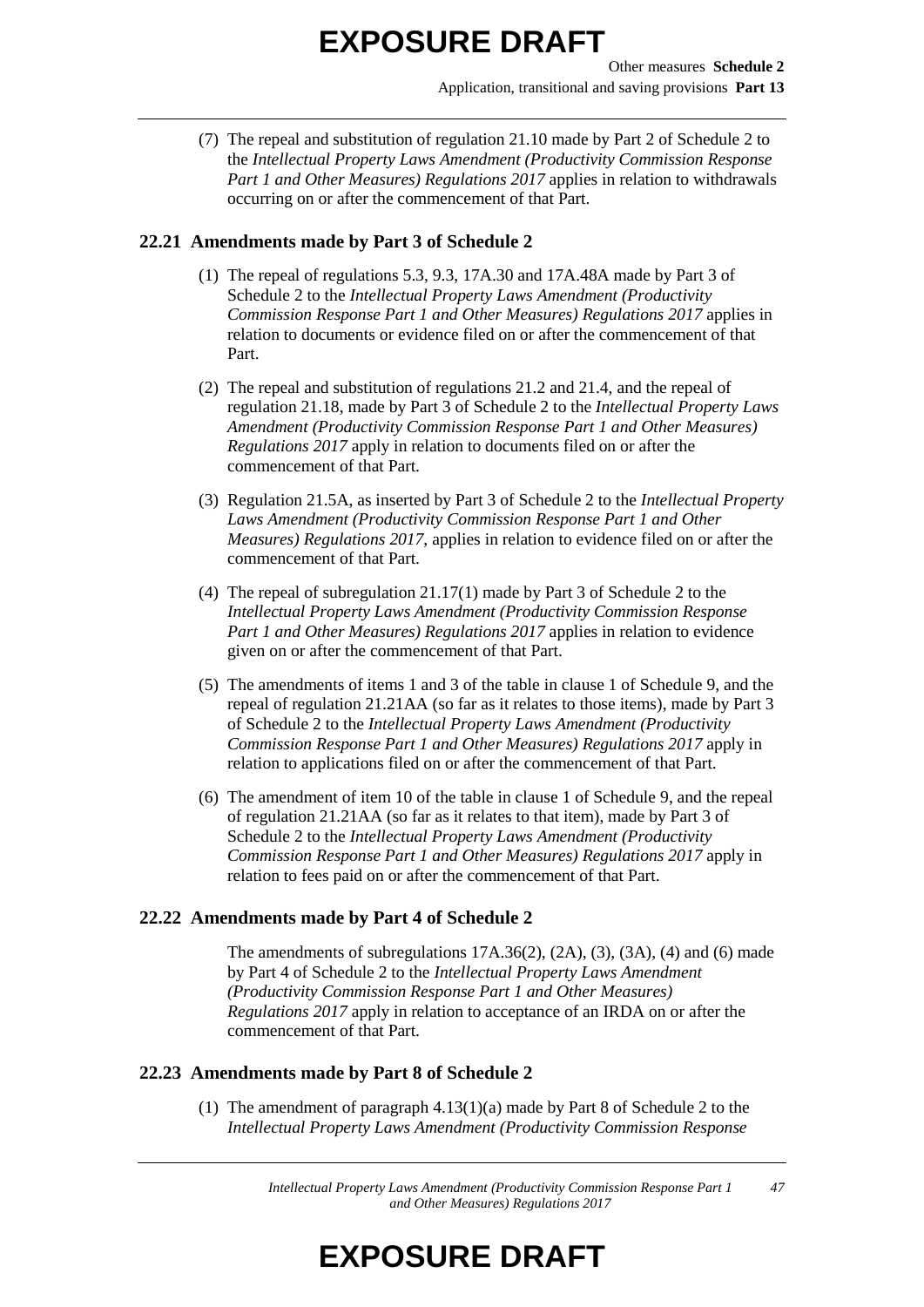(7) The repeal and substitution of regulation 21.10 made by Part 2 of Schedule 2 to the *Intellectual Property Laws Amendment (Productivity Commission Response Part 1 and Other Measures) Regulations 2017* applies in relation to withdrawals occurring on or after the commencement of that Part.

### 22.21 Amendments made by Part 3 of Schedule 2

(1) The repeal of regulations 5.3, 9.3, 17A.30 and 17A.48A made by Part 3 of Schedule 2 to the *Intellectual Property Laws Amendment (Productivity Commission Response Part 1 and Other Measures) Regulations 2017* applies in relation to documents or evidence filed on or after the commencement of that Part.

(2) The repeal and substitution of regulations 21.2 and 21.4, and the repeal of regulation 21.18, made by Part 3 of Schedule 2 to the *Intellectual Property Laws Amendment (Productivity Commission Response Part 1 and Other Measures) Regulations 2017* apply in relation to documents filed on or after the commencement of that Part.

(3) Regulation 21.5A, as inserted by Part 3 of Schedule 2 to the *Intellectual Property Laws Amendment (Productivity Commission Response Part 1 and Other Measures) Regulations 2017*, applies in relation to evidence filed on or after the commencement of that Part.

(4) The repeal of subregulation 21.17(1) made by Part 3 of Schedule 2 to the *Intellectual Property Laws Amendment (Productivity Commission Response Part 1 and Other Measures) Regulations 2017* applies in relation to evidence given on or after the commencement of that Part.

(5) The amendments of items 1 and 3 of the table in clause 1 of Schedule 9, and the repeal of regulation 21.21AA (so far as it relates to those items), made by Part 3 of Schedule 2 to the *Intellectual Property Laws Amendment (Productivity Commission Response Part 1 and Other Measures) Regulations 2017* apply in relation to applications filed on or after the commencement of that Part.

(6) The amendment of item 10 of the table in clause 1 of Schedule 9, and the repeal of regulation 21.21AA (so far as it relates to that item), made by Part 3 of Schedule 2 to the *Intellectual Property Laws Amendment (Productivity Commission Response Part 1 and Other Measures) Regulations 2017* apply in relation to fees paid on or after the commencement of that Part.

### 22.22 Amendments made by Part 4 of Schedule 2

The amendments of subregulations 17A.36(2), (2A), (3), (3A), (4) and (6) made by Part 4 of Schedule 2 to the *Intellectual Property Laws Amendment (Productivity Commission Response Part 1 and Other Measures) Regulations 2017* apply in relation to acceptance of an IRDA on or after the commencement of that Part.

### 22.23 Amendments made by Part 8 of Schedule 2

(1) The amendment of paragraph 4.13(1)(a) made by Part 8 of Schedule 2 to the *Intellectual Property Laws Amendment (Productivity Commission Response*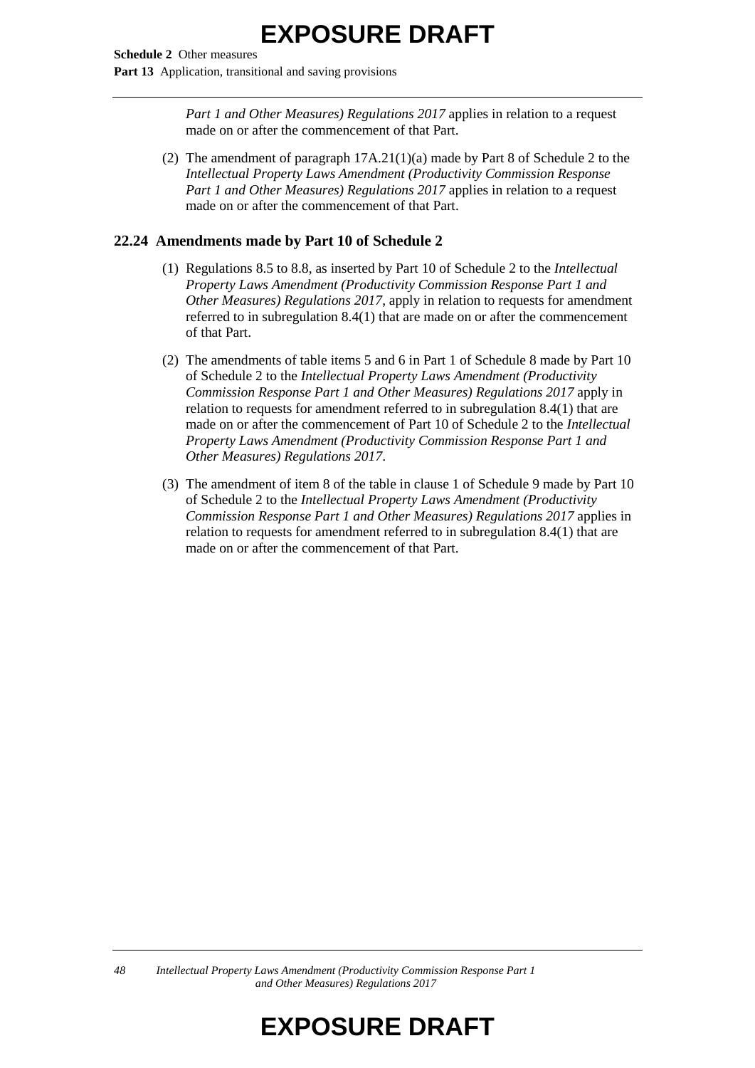*Part 1 and Other Measures) Regulations 2017* applies in relation to a request made on or after the commencement of that Part.

(2) The amendment of paragraph 17A.21(1)(a) made by Part 8 of Schedule 2 to the *Intellectual Property Laws Amendment (Productivity Commission Response Part 1 and Other Measures) Regulations 2017* applies in relation to a request made on or after the commencement of that Part.

### 22.24 Amendments made by Part 10 of Schedule 2

(1) Regulations 8.5 to 8.8, as inserted by Part 10 of Schedule 2 to the *Intellectual Property Laws Amendment (Productivity Commission Response Part 1 and Other Measures) Regulations 2017*, apply in relation to requests for amendment referred to in subregulation 8.4(1) that are made on or after the commencement of that Part.

(2) The amendments of table items 5 and 6 in Part 1 of Schedule 8 made by Part 10 of Schedule 2 to the *Intellectual Property Laws Amendment (Productivity Commission Response Part 1 and Other Measures) Regulations 2017* apply in relation to requests for amendment referred to in subregulation 8.4(1) that are made on or after the commencement of Part 10 of Schedule 2 to the *Intellectual Property Laws Amendment (Productivity Commission Response Part 1 and Other Measures) Regulations 2017*.

(3) The amendment of item 8 of the table in clause 1 of Schedule 9 made by Part 10 of Schedule 2 to the *Intellectual Property Laws Amendment (Productivity Commission Response Part 1 and Other Measures) Regulations 2017* applies in relation to requests for amendment referred to in subregulation 8.4(1) that are made on or after the commencement of that Part.